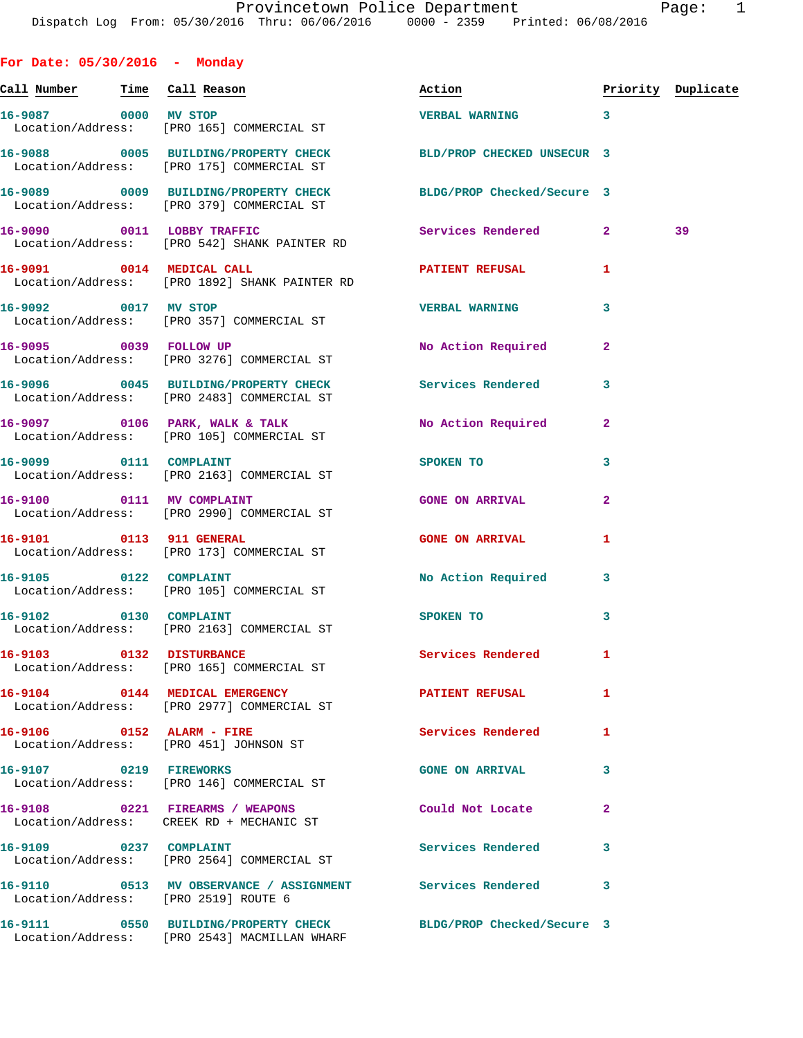Provincetown Police Department
Dispatch Log From: 05/30/2016 Thru: 06/06/2016 0000 - 2359 Printed: 06/08/2016

## For Date: 05/30/2016 - Monday

| Call Number | Time | Call Reason | Action | Priority | Duplicate |
|---|---|---|---|---|---|
| 16-9087 | 0000 | MV STOP | VERBAL WARNING | 3 | |
| Location/Address: | | [PRO 165] COMMERCIAL ST | | | |
| 16-9088 | 0005 | BUILDING/PROPERTY CHECK | BLD/PROP CHECKED UNSECUR | 3 | |
| Location/Address: | | [PRO 175] COMMERCIAL ST | | | |
| 16-9089 | 0009 | BUILDING/PROPERTY CHECK | BLDG/PROP Checked/Secure | 3 | |
| Location/Address: | | [PRO 379] COMMERCIAL ST | | | |
| 16-9090 | 0011 | LOBBY TRAFFIC | Services Rendered | 2 | 39 |
| Location/Address: | | [PRO 542] SHANK PAINTER RD | | | |
| 16-9091 | 0014 | MEDICAL CALL | PATIENT REFUSAL | 1 | |
| Location/Address: | | [PRO 1892] SHANK PAINTER RD | | | |
| 16-9092 | 0017 | MV STOP | VERBAL WARNING | 3 | |
| Location/Address: | | [PRO 357] COMMERCIAL ST | | | |
| 16-9095 | 0039 | FOLLOW UP | No Action Required | 2 | |
| Location/Address: | | [PRO 3276] COMMERCIAL ST | | | |
| 16-9096 | 0045 | BUILDING/PROPERTY CHECK | Services Rendered | 3 | |
| Location/Address: | | [PRO 2483] COMMERCIAL ST | | | |
| 16-9097 | 0106 | PARK, WALK & TALK | No Action Required | 2 | |
| Location/Address: | | [PRO 105] COMMERCIAL ST | | | |
| 16-9099 | 0111 | COMPLAINT | SPOKEN TO | 3 | |
| Location/Address: | | [PRO 2163] COMMERCIAL ST | | | |
| 16-9100 | 0111 | MV COMPLAINT | GONE ON ARRIVAL | 2 | |
| Location/Address: | | [PRO 2990] COMMERCIAL ST | | | |
| 16-9101 | 0113 | 911 GENERAL | GONE ON ARRIVAL | 1 | |
| Location/Address: | | [PRO 173] COMMERCIAL ST | | | |
| 16-9105 | 0122 | COMPLAINT | No Action Required | 3 | |
| Location/Address: | | [PRO 105] COMMERCIAL ST | | | |
| 16-9102 | 0130 | COMPLAINT | SPOKEN TO | 3 | |
| Location/Address: | | [PRO 2163] COMMERCIAL ST | | | |
| 16-9103 | 0132 | DISTURBANCE | Services Rendered | 1 | |
| Location/Address: | | [PRO 165] COMMERCIAL ST | | | |
| 16-9104 | 0144 | MEDICAL EMERGENCY | PATIENT REFUSAL | 1 | |
| Location/Address: | | [PRO 2977] COMMERCIAL ST | | | |
| 16-9106 | 0152 | ALARM - FIRE | Services Rendered | 1 | |
| Location/Address: | | [PRO 451] JOHNSON ST | | | |
| 16-9107 | 0219 | FIREWORKS | GONE ON ARRIVAL | 3 | |
| Location/Address: | | [PRO 146] COMMERCIAL ST | | | |
| 16-9108 | 0221 | FIREARMS / WEAPONS | Could Not Locate | 2 | |
| Location/Address: | | CREEK RD + MECHANIC ST | | | |
| 16-9109 | 0237 | COMPLAINT | Services Rendered | 3 | |
| Location/Address: | | [PRO 2564] COMMERCIAL ST | | | |
| 16-9110 | 0513 | MV OBSERVANCE / ASSIGNMENT | Services Rendered | 3 | |
| Location/Address: | | [PRO 2519] ROUTE 6 | | | |
| 16-9111 | 0550 | BUILDING/PROPERTY CHECK | BLDG/PROP Checked/Secure | 3 | |
| Location/Address: | | [PRO 2543] MACMILLAN WHARF | | | |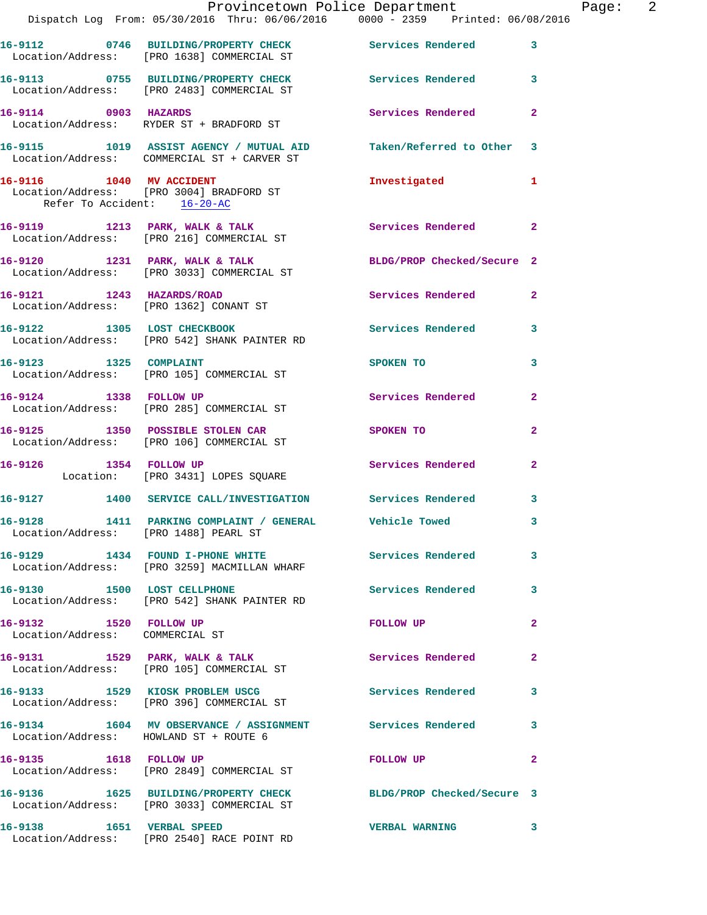16-9112 0746 BUILDING/PROPERTY CHECK Services Rendered 3
Location/Address: [PRO 1638] COMMERCIAL ST

16-9113 0755 BUILDING/PROPERTY CHECK Services Rendered 3
Location/Address: [PRO 2483] COMMERCIAL ST

16-9114 0903 HAZARDS Services Rendered 2
Location/Address: RYDER ST + BRADFORD ST

16-9115 1019 ASSIST AGENCY / MUTUAL AID Taken/Referred to Other 3
Location/Address: COMMERCIAL ST + CARVER ST

16-9116 1040 MV ACCIDENT Investigated 1
Location/Address: [PRO 3004] BRADFORD ST
Refer To Accident: 16-20-AC

16-9119 1213 PARK, WALK & TALK Services Rendered 2
Location/Address: [PRO 216] COMMERCIAL ST

16-9120 1231 PARK, WALK & TALK BLDG/PROP Checked/Secure 2
Location/Address: [PRO 3033] COMMERCIAL ST

16-9121 1243 HAZARDS/ROAD Services Rendered 2
Location/Address: [PRO 1362] CONANT ST

16-9122 1305 LOST CHECKBOOK Services Rendered 3
Location/Address: [PRO 542] SHANK PAINTER RD

16-9123 1325 COMPLAINT SPOKEN TO 3
Location/Address: [PRO 105] COMMERCIAL ST

16-9124 1338 FOLLOW UP Services Rendered 2
Location/Address: [PRO 285] COMMERCIAL ST

16-9125 1350 POSSIBLE STOLEN CAR SPOKEN TO 2
Location/Address: [PRO 106] COMMERCIAL ST

16-9126 1354 FOLLOW UP Services Rendered 2
Location: [PRO 3431] LOPES SQUARE

16-9127 1400 SERVICE CALL/INVESTIGATION Services Rendered 3

16-9128 1411 PARKING COMPLAINT / GENERAL Vehicle Towed 3
Location/Address: [PRO 1488] PEARL ST

16-9129 1434 FOUND I-PHONE WHITE Services Rendered 3
Location/Address: [PRO 3259] MACMILLAN WHARF

16-9130 1500 LOST CELLPHONE Services Rendered 3
Location/Address: [PRO 542] SHANK PAINTER RD

16-9132 1520 FOLLOW UP FOLLOW UP 2
Location/Address: COMMERCIAL ST

16-9131 1529 PARK, WALK & TALK Services Rendered 2
Location/Address: [PRO 105] COMMERCIAL ST

16-9133 1529 KIOSK PROBLEM USCG Services Rendered 3
Location/Address: [PRO 396] COMMERCIAL ST

16-9134 1604 MV OBSERVANCE / ASSIGNMENT Services Rendered 3
Location/Address: HOWLAND ST + ROUTE 6

16-9135 1618 FOLLOW UP FOLLOW UP 2
Location/Address: [PRO 2849] COMMERCIAL ST

16-9136 1625 BUILDING/PROPERTY CHECK BLDG/PROP Checked/Secure 3
Location/Address: [PRO 3033] COMMERCIAL ST

16-9138 1651 VERBAL SPEED VERBAL WARNING 3
Location/Address: [PRO 2540] RACE POINT RD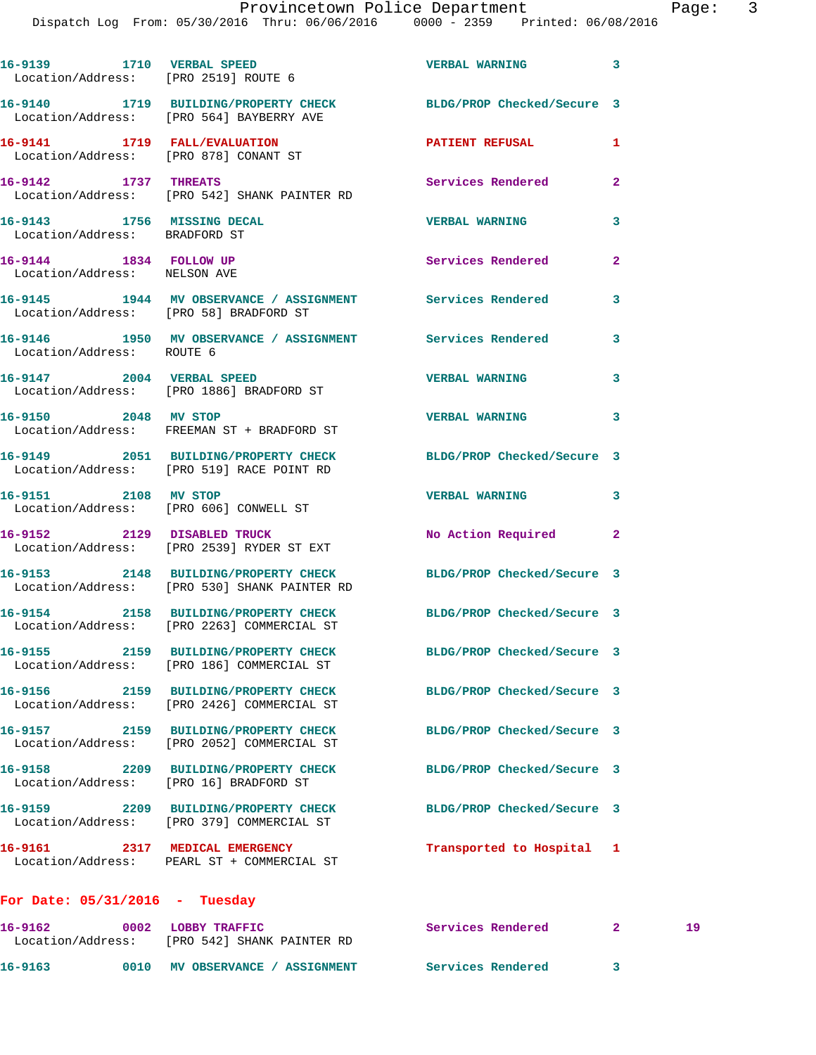16-9139 1710 VERBAL SPEED VERBAL WARNING 3
Location/Address: [PRO 2519] ROUTE 6

16-9140 1719 BUILDING/PROPERTY CHECK BLDG/PROP Checked/Secure 3
Location/Address: [PRO 564] BAYBERRY AVE

16-9141 1719 FALL/EVALUATION PATIENT REFUSAL 1
Location/Address: [PRO 878] CONANT ST

16-9142 1737 THREATS Services Rendered 2
Location/Address: [PRO 542] SHANK PAINTER RD

16-9143 1756 MISSING DECAL VERBAL WARNING 3
Location/Address: BRADFORD ST

16-9144 1834 FOLLOW UP Services Rendered 2
Location/Address: NELSON AVE

16-9145 1944 MV OBSERVANCE / ASSIGNMENT Services Rendered 3
Location/Address: [PRO 58] BRADFORD ST

16-9146 1950 MV OBSERVANCE / ASSIGNMENT Services Rendered 3
Location/Address: ROUTE 6

16-9147 2004 VERBAL SPEED VERBAL WARNING 3
Location/Address: [PRO 1886] BRADFORD ST

16-9150 2048 MV STOP VERBAL WARNING 3
Location/Address: FREEMAN ST + BRADFORD ST

16-9149 2051 BUILDING/PROPERTY CHECK BLDG/PROP Checked/Secure 3
Location/Address: [PRO 519] RACE POINT RD

16-9151 2108 MV STOP VERBAL WARNING 3
Location/Address: [PRO 606] CONWELL ST

16-9152 2129 DISABLED TRUCK No Action Required 2
Location/Address: [PRO 2539] RYDER ST EXT

16-9153 2148 BUILDING/PROPERTY CHECK BLDG/PROP Checked/Secure 3
Location/Address: [PRO 530] SHANK PAINTER RD

16-9154 2158 BUILDING/PROPERTY CHECK BLDG/PROP Checked/Secure 3
Location/Address: [PRO 2263] COMMERCIAL ST

16-9155 2159 BUILDING/PROPERTY CHECK BLDG/PROP Checked/Secure 3
Location/Address: [PRO 186] COMMERCIAL ST

16-9156 2159 BUILDING/PROPERTY CHECK BLDG/PROP Checked/Secure 3
Location/Address: [PRO 2426] COMMERCIAL ST

16-9157 2159 BUILDING/PROPERTY CHECK BLDG/PROP Checked/Secure 3
Location/Address: [PRO 2052] COMMERCIAL ST

16-9158 2209 BUILDING/PROPERTY CHECK BLDG/PROP Checked/Secure 3
Location/Address: [PRO 16] BRADFORD ST

16-9159 2209 BUILDING/PROPERTY CHECK BLDG/PROP Checked/Secure 3
Location/Address: [PRO 379] COMMERCIAL ST

16-9161 2317 MEDICAL EMERGENCY Transported to Hospital 1
Location/Address: PEARL ST + COMMERCIAL ST

## For Date: 05/31/2016 - Tuesday

16-9162 0002 LOBBY TRAFFIC Services Rendered 2 19
Location/Address: [PRO 542] SHANK PAINTER RD

16-9163 0010 MV OBSERVANCE / ASSIGNMENT Services Rendered 3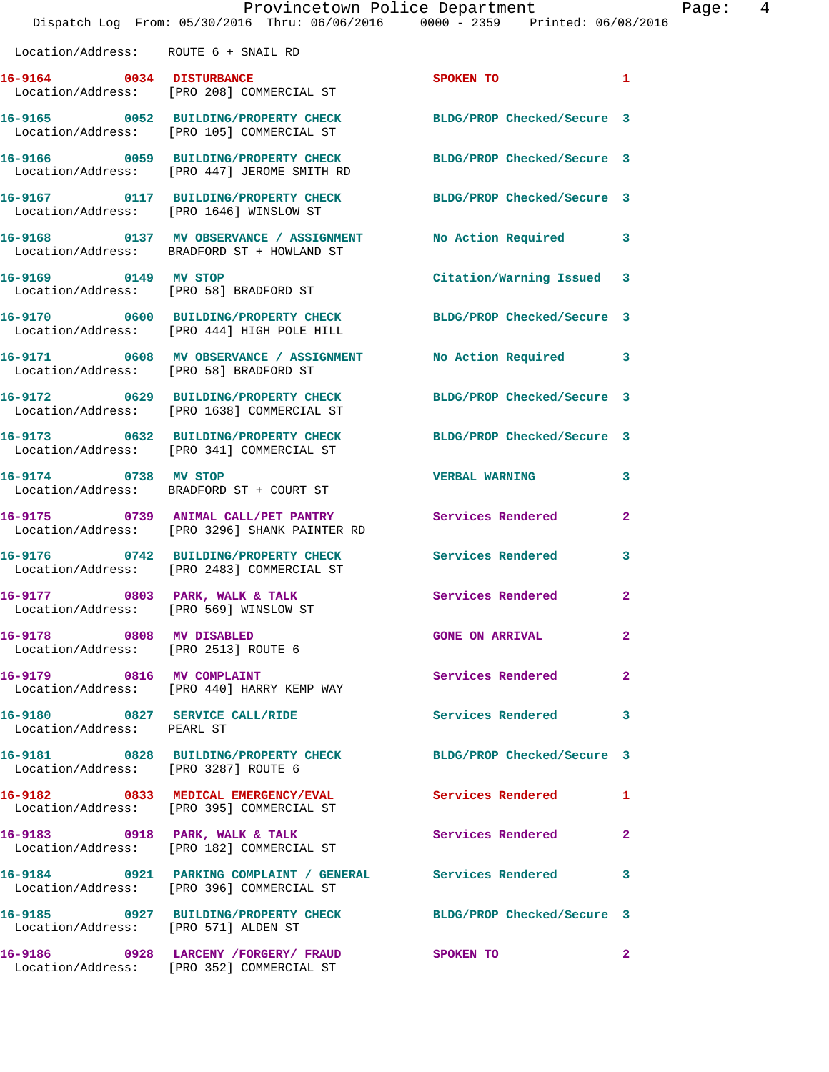Location/Address: ROUTE 6 + SNAIL RD

| Call # | Time | Call Reason | Action | Priority |
|---|---|---|---|---|
| 16-9164 | 0034 | DISTURBANCE | SPOKEN TO | 1 |
| | | Location/Address: [PRO 208] COMMERCIAL ST | | |
| 16-9165 | 0052 | BUILDING/PROPERTY CHECK | BLDG/PROP Checked/Secure | 3 |
| | | Location/Address: [PRO 105] COMMERCIAL ST | | |
| 16-9166 | 0059 | BUILDING/PROPERTY CHECK | BLDG/PROP Checked/Secure | 3 |
| | | Location/Address: [PRO 447] JEROME SMITH RD | | |
| 16-9167 | 0117 | BUILDING/PROPERTY CHECK | BLDG/PROP Checked/Secure | 3 |
| | | Location/Address: [PRO 1646] WINSLOW ST | | |
| 16-9168 | 0137 | MV OBSERVANCE / ASSIGNMENT | No Action Required | 3 |
| | | Location/Address: BRADFORD ST + HOWLAND ST | | |
| 16-9169 | 0149 | MV STOP | Citation/Warning Issued | 3 |
| | | Location/Address: [PRO 58] BRADFORD ST | | |
| 16-9170 | 0600 | BUILDING/PROPERTY CHECK | BLDG/PROP Checked/Secure | 3 |
| | | Location/Address: [PRO 444] HIGH POLE HILL | | |
| 16-9171 | 0608 | MV OBSERVANCE / ASSIGNMENT | No Action Required | 3 |
| | | Location/Address: [PRO 58] BRADFORD ST | | |
| 16-9172 | 0629 | BUILDING/PROPERTY CHECK | BLDG/PROP Checked/Secure | 3 |
| | | Location/Address: [PRO 1638] COMMERCIAL ST | | |
| 16-9173 | 0632 | BUILDING/PROPERTY CHECK | BLDG/PROP Checked/Secure | 3 |
| | | Location/Address: [PRO 341] COMMERCIAL ST | | |
| 16-9174 | 0738 | MV STOP | VERBAL WARNING | 3 |
| | | Location/Address: BRADFORD ST + COURT ST | | |
| 16-9175 | 0739 | ANIMAL CALL/PET PANTRY | Services Rendered | 2 |
| | | Location/Address: [PRO 3296] SHANK PAINTER RD | | |
| 16-9176 | 0742 | BUILDING/PROPERTY CHECK | Services Rendered | 3 |
| | | Location/Address: [PRO 2483] COMMERCIAL ST | | |
| 16-9177 | 0803 | PARK, WALK & TALK | Services Rendered | 2 |
| | | Location/Address: [PRO 569] WINSLOW ST | | |
| 16-9178 | 0808 | MV DISABLED | GONE ON ARRIVAL | 2 |
| | | Location/Address: [PRO 2513] ROUTE 6 | | |
| 16-9179 | 0816 | MV COMPLAINT | Services Rendered | 2 |
| | | Location/Address: [PRO 440] HARRY KEMP WAY | | |
| 16-9180 | 0827 | SERVICE CALL/RIDE | Services Rendered | 3 |
| | | Location/Address: PEARL ST | | |
| 16-9181 | 0828 | BUILDING/PROPERTY CHECK | BLDG/PROP Checked/Secure | 3 |
| | | Location/Address: [PRO 3287] ROUTE 6 | | |
| 16-9182 | 0833 | MEDICAL EMERGENCY/EVAL | Services Rendered | 1 |
| | | Location/Address: [PRO 395] COMMERCIAL ST | | |
| 16-9183 | 0918 | PARK, WALK & TALK | Services Rendered | 2 |
| | | Location/Address: [PRO 182] COMMERCIAL ST | | |
| 16-9184 | 0921 | PARKING COMPLAINT / GENERAL | Services Rendered | 3 |
| | | Location/Address: [PRO 396] COMMERCIAL ST | | |
| 16-9185 | 0927 | BUILDING/PROPERTY CHECK | BLDG/PROP Checked/Secure | 3 |
| | | Location/Address: [PRO 571] ALDEN ST | | |
| 16-9186 | 0928 | LARCENY /FORGERY/ FRAUD | SPOKEN TO | 2 |
| | | Location/Address: [PRO 352] COMMERCIAL ST | | |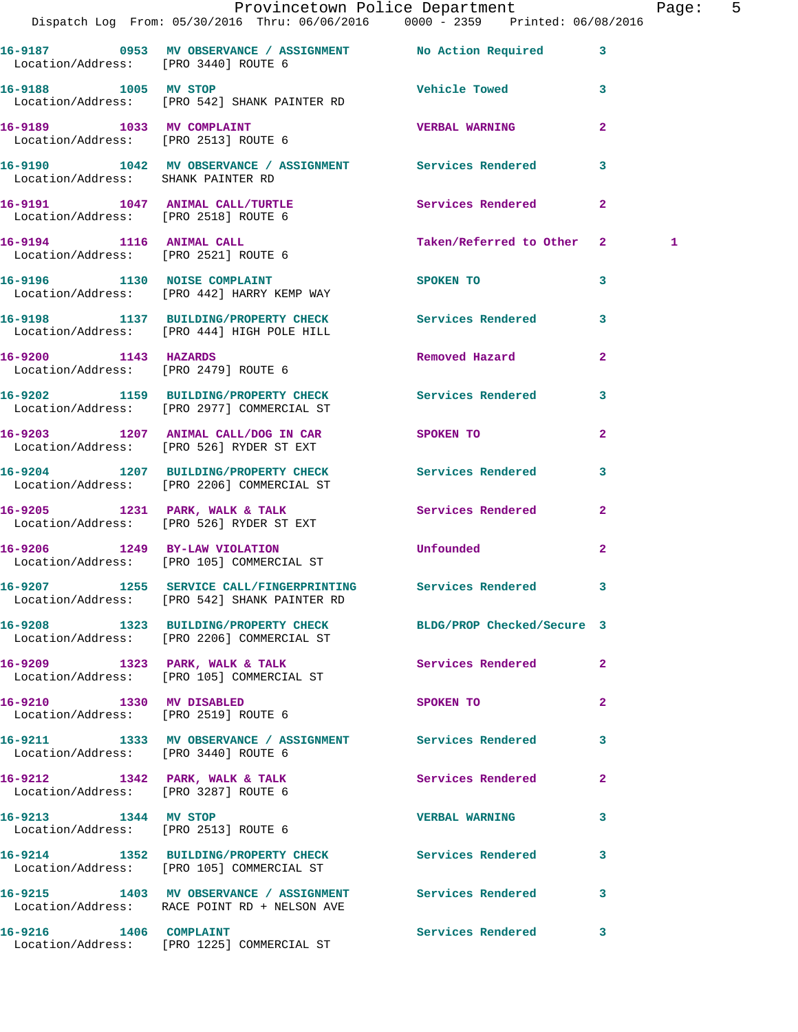16-9187 0953 MV OBSERVANCE / ASSIGNMENT No Action Required 3
Location/Address: [PRO 3440] ROUTE 6

16-9188 1005 MV STOP Vehicle Towed 3
Location/Address: [PRO 542] SHANK PAINTER RD

16-9189 1033 MV COMPLAINT VERBAL WARNING 2
Location/Address: [PRO 2513] ROUTE 6

16-9190 1042 MV OBSERVANCE / ASSIGNMENT Services Rendered 3
Location/Address: SHANK PAINTER RD

16-9191 1047 ANIMAL CALL/TURTLE Services Rendered 2
Location/Address: [PRO 2518] ROUTE 6

16-9194 1116 ANIMAL CALL Taken/Referred to Other 2 1
Location/Address: [PRO 2521] ROUTE 6

16-9196 1130 NOISE COMPLAINT SPOKEN TO 3
Location/Address: [PRO 442] HARRY KEMP WAY

16-9198 1137 BUILDING/PROPERTY CHECK Services Rendered 3
Location/Address: [PRO 444] HIGH POLE HILL

16-9200 1143 HAZARDS Removed Hazard 2
Location/Address: [PRO 2479] ROUTE 6

16-9202 1159 BUILDING/PROPERTY CHECK Services Rendered 3
Location/Address: [PRO 2977] COMMERCIAL ST

16-9203 1207 ANIMAL CALL/DOG IN CAR SPOKEN TO 2
Location/Address: [PRO 526] RYDER ST EXT

16-9204 1207 BUILDING/PROPERTY CHECK Services Rendered 3
Location/Address: [PRO 2206] COMMERCIAL ST

16-9205 1231 PARK, WALK & TALK Services Rendered 2
Location/Address: [PRO 526] RYDER ST EXT

16-9206 1249 BY-LAW VIOLATION Unfounded 2
Location/Address: [PRO 105] COMMERCIAL ST

16-9207 1255 SERVICE CALL/FINGERPRINTING Services Rendered 3
Location/Address: [PRO 542] SHANK PAINTER RD

16-9208 1323 BUILDING/PROPERTY CHECK BLDG/PROP Checked/Secure 3
Location/Address: [PRO 2206] COMMERCIAL ST

16-9209 1323 PARK, WALK & TALK Services Rendered 2
Location/Address: [PRO 105] COMMERCIAL ST

16-9210 1330 MV DISABLED SPOKEN TO 2
Location/Address: [PRO 2519] ROUTE 6

16-9211 1333 MV OBSERVANCE / ASSIGNMENT Services Rendered 3
Location/Address: [PRO 3440] ROUTE 6

16-9212 1342 PARK, WALK & TALK Services Rendered 2
Location/Address: [PRO 3287] ROUTE 6

16-9213 1344 MV STOP VERBAL WARNING 3
Location/Address: [PRO 2513] ROUTE 6

16-9214 1352 BUILDING/PROPERTY CHECK Services Rendered 3
Location/Address: [PRO 105] COMMERCIAL ST

16-9215 1403 MV OBSERVANCE / ASSIGNMENT Services Rendered 3
Location/Address: RACE POINT RD + NELSON AVE

16-9216 1406 COMPLAINT Services Rendered 3
Location/Address: [PRO 1225] COMMERCIAL ST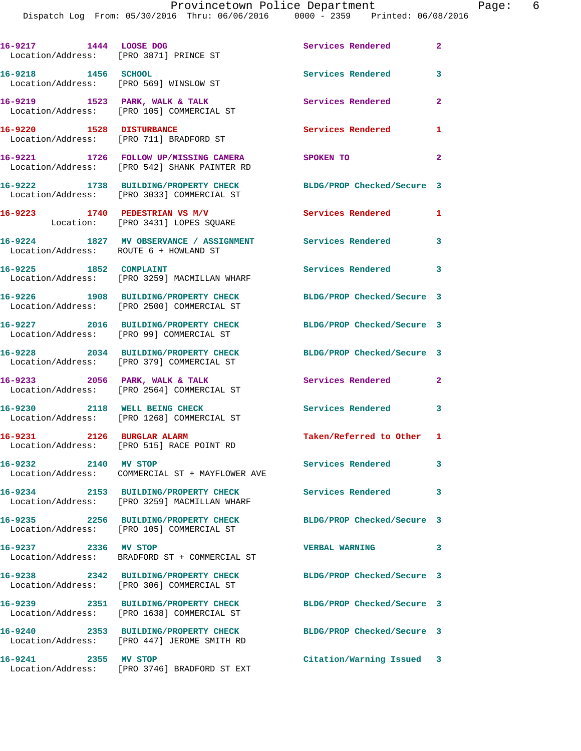16-9217 1444 LOOSE DOG Services Rendered 2
Location/Address: [PRO 3871] PRINCE ST

16-9218 1456 SCHOOL Services Rendered 3
Location/Address: [PRO 569] WINSLOW ST

16-9219 1523 PARK, WALK & TALK Services Rendered 2
Location/Address: [PRO 105] COMMERCIAL ST

16-9220 1528 DISTURBANCE Services Rendered 1
Location/Address: [PRO 711] BRADFORD ST

16-9221 1726 FOLLOW UP/MISSING CAMERA SPOKEN TO 2
Location/Address: [PRO 542] SHANK PAINTER RD

16-9222 1738 BUILDING/PROPERTY CHECK BLDG/PROP Checked/Secure 3
Location/Address: [PRO 3033] COMMERCIAL ST

16-9223 1740 PEDESTRIAN VS M/V Services Rendered 1
Location: [PRO 3431] LOPES SQUARE

16-9224 1827 MV OBSERVANCE / ASSIGNMENT Services Rendered 3
Location/Address: ROUTE 6 + HOWLAND ST

16-9225 1852 COMPLAINT Services Rendered 3
Location/Address: [PRO 3259] MACMILLAN WHARF

16-9226 1908 BUILDING/PROPERTY CHECK BLDG/PROP Checked/Secure 3
Location/Address: [PRO 2500] COMMERCIAL ST

16-9227 2016 BUILDING/PROPERTY CHECK BLDG/PROP Checked/Secure 3
Location/Address: [PRO 99] COMMERCIAL ST

16-9228 2034 BUILDING/PROPERTY CHECK BLDG/PROP Checked/Secure 3
Location/Address: [PRO 379] COMMERCIAL ST

16-9233 2056 PARK, WALK & TALK Services Rendered 2
Location/Address: [PRO 2564] COMMERCIAL ST

16-9230 2118 WELL BEING CHECK Services Rendered 3
Location/Address: [PRO 1268] COMMERCIAL ST

16-9231 2126 BURGLAR ALARM Taken/Referred to Other 1
Location/Address: [PRO 515] RACE POINT RD

16-9232 2140 MV STOP Services Rendered 3
Location/Address: COMMERCIAL ST + MAYFLOWER AVE

16-9234 2153 BUILDING/PROPERTY CHECK Services Rendered 3
Location/Address: [PRO 3259] MACMILLAN WHARF

16-9235 2256 BUILDING/PROPERTY CHECK BLDG/PROP Checked/Secure 3
Location/Address: [PRO 105] COMMERCIAL ST

16-9237 2336 MV STOP VERBAL WARNING 3
Location/Address: BRADFORD ST + COMMERCIAL ST

16-9238 2342 BUILDING/PROPERTY CHECK BLDG/PROP Checked/Secure 3
Location/Address: [PRO 306] COMMERCIAL ST

16-9239 2351 BUILDING/PROPERTY CHECK BLDG/PROP Checked/Secure 3
Location/Address: [PRO 1638] COMMERCIAL ST

16-9240 2353 BUILDING/PROPERTY CHECK BLDG/PROP Checked/Secure 3
Location/Address: [PRO 447] JEROME SMITH RD

16-9241 2355 MV STOP Citation/Warning Issued 3
Location/Address: [PRO 3746] BRADFORD ST EXT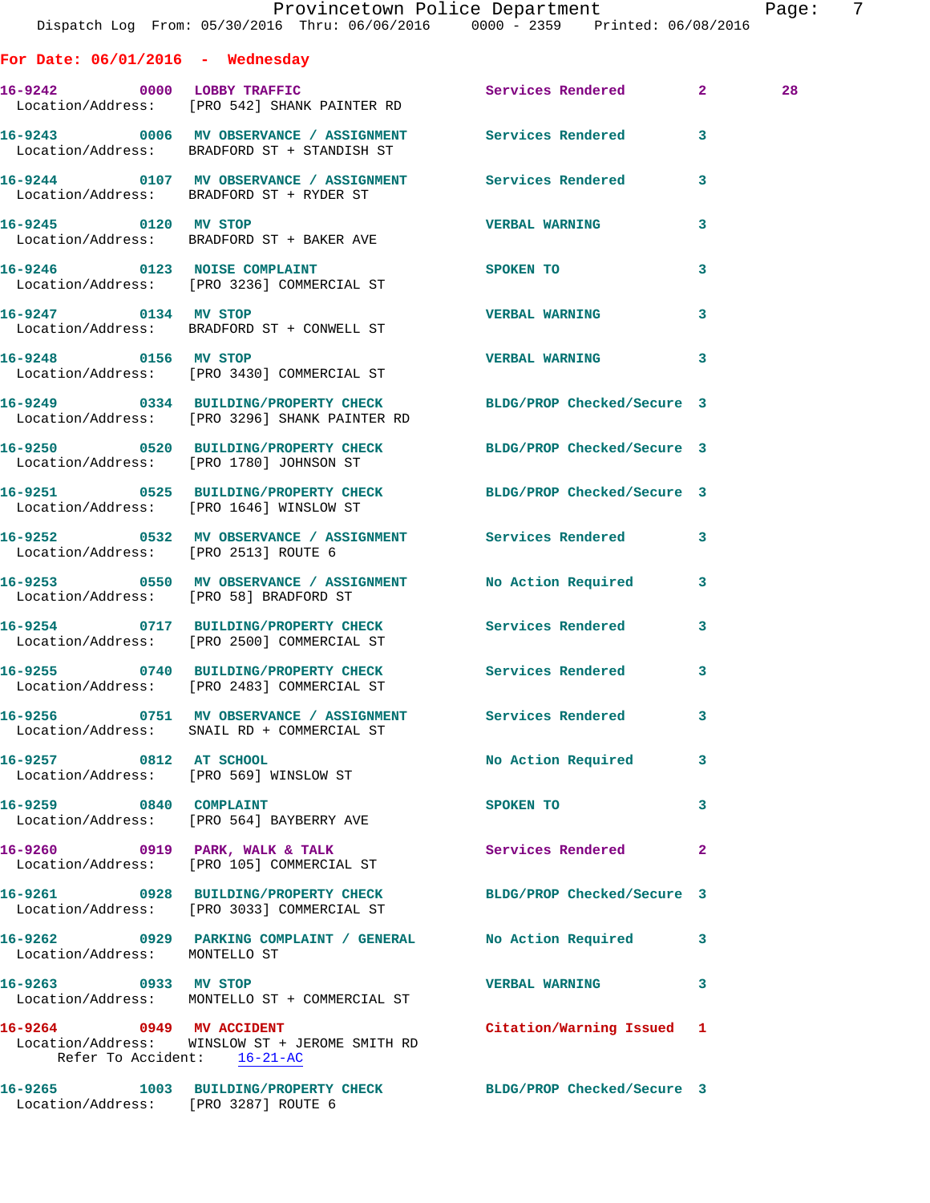## For Date: 06/01/2016 - Wednesday

| Call # | Time | Call Type | Action | Priority | |
|---|---|---|---|---|---|
| 16-9242 | 0000 | LOBBY TRAFFIC | Services Rendered | 2 | 28 |
| | | Location/Address: [PRO 542] SHANK PAINTER RD | | | |
| 16-9243 | 0006 | MV OBSERVANCE / ASSIGNMENT | Services Rendered | 3 | |
| | | Location/Address: BRADFORD ST + STANDISH ST | | | |
| 16-9244 | 0107 | MV OBSERVANCE / ASSIGNMENT | Services Rendered | 3 | |
| | | Location/Address: BRADFORD ST + RYDER ST | | | |
| 16-9245 | 0120 | MV STOP | VERBAL WARNING | 3 | |
| | | Location/Address: BRADFORD ST + BAKER AVE | | | |
| 16-9246 | 0123 | NOISE COMPLAINT | SPOKEN TO | 3 | |
| | | Location/Address: [PRO 3236] COMMERCIAL ST | | | |
| 16-9247 | 0134 | MV STOP | VERBAL WARNING | 3 | |
| | | Location/Address: BRADFORD ST + CONWELL ST | | | |
| 16-9248 | 0156 | MV STOP | VERBAL WARNING | 3 | |
| | | Location/Address: [PRO 3430] COMMERCIAL ST | | | |
| 16-9249 | 0334 | BUILDING/PROPERTY CHECK | BLDG/PROP Checked/Secure | 3 | |
| | | Location/Address: [PRO 3296] SHANK PAINTER RD | | | |
| 16-9250 | 0520 | BUILDING/PROPERTY CHECK | BLDG/PROP Checked/Secure | 3 | |
| | | Location/Address: [PRO 1780] JOHNSON ST | | | |
| 16-9251 | 0525 | BUILDING/PROPERTY CHECK | BLDG/PROP Checked/Secure | 3 | |
| | | Location/Address: [PRO 1646] WINSLOW ST | | | |
| 16-9252 | 0532 | MV OBSERVANCE / ASSIGNMENT | Services Rendered | 3 | |
| | | Location/Address: [PRO 2513] ROUTE 6 | | | |
| 16-9253 | 0550 | MV OBSERVANCE / ASSIGNMENT | No Action Required | 3 | |
| | | Location/Address: [PRO 58] BRADFORD ST | | | |
| 16-9254 | 0717 | BUILDING/PROPERTY CHECK | Services Rendered | 3 | |
| | | Location/Address: [PRO 2500] COMMERCIAL ST | | | |
| 16-9255 | 0740 | BUILDING/PROPERTY CHECK | Services Rendered | 3 | |
| | | Location/Address: [PRO 2483] COMMERCIAL ST | | | |
| 16-9256 | 0751 | MV OBSERVANCE / ASSIGNMENT | Services Rendered | 3 | |
| | | Location/Address: SNAIL RD + COMMERCIAL ST | | | |
| 16-9257 | 0812 | AT SCHOOL | No Action Required | 3 | |
| | | Location/Address: [PRO 569] WINSLOW ST | | | |
| 16-9259 | 0840 | COMPLAINT | SPOKEN TO | 3 | |
| | | Location/Address: [PRO 564] BAYBERRY AVE | | | |
| 16-9260 | 0919 | PARK, WALK & TALK | Services Rendered | 2 | |
| | | Location/Address: [PRO 105] COMMERCIAL ST | | | |
| 16-9261 | 0928 | BUILDING/PROPERTY CHECK | BLDG/PROP Checked/Secure | 3 | |
| | | Location/Address: [PRO 3033] COMMERCIAL ST | | | |
| 16-9262 | 0929 | PARKING COMPLAINT / GENERAL | No Action Required | 3 | |
| | | Location/Address: MONTELLO ST | | | |
| 16-9263 | 0933 | MV STOP | VERBAL WARNING | 3 | |
| | | Location/Address: MONTELLO ST + COMMERCIAL ST | | | |
| 16-9264 | 0949 | MV ACCIDENT | Citation/Warning Issued | 1 | |
| | | Location/Address: WINSLOW ST + JEROME SMITH RD; Refer To Accident: 16-21-AC | | | |
| 16-9265 | 1003 | BUILDING/PROPERTY CHECK | BLDG/PROP Checked/Secure | 3 | |
| | | Location/Address: [PRO 3287] ROUTE 6 | | | |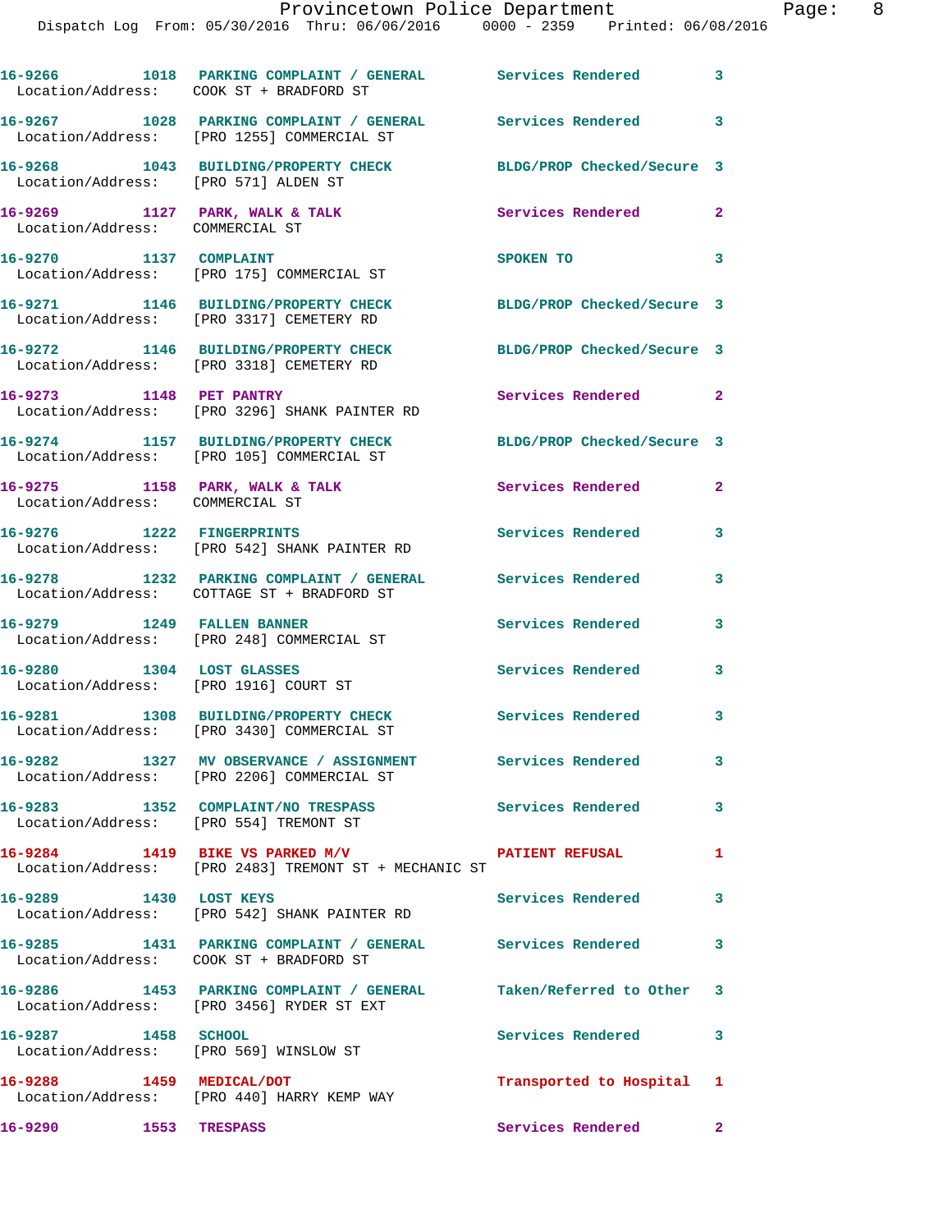16-9266 1018 PARKING COMPLAINT / GENERAL Services Rendered 3
Location/Address: COOK ST + BRADFORD ST

16-9267 1028 PARKING COMPLAINT / GENERAL Services Rendered 3
Location/Address: [PRO 1255] COMMERCIAL ST

16-9268 1043 BUILDING/PROPERTY CHECK BLDG/PROP Checked/Secure 3
Location/Address: [PRO 571] ALDEN ST

16-9269 1127 PARK, WALK & TALK Services Rendered 2
Location/Address: COMMERCIAL ST

16-9270 1137 COMPLAINT SPOKEN TO 3
Location/Address: [PRO 175] COMMERCIAL ST

16-9271 1146 BUILDING/PROPERTY CHECK BLDG/PROP Checked/Secure 3
Location/Address: [PRO 3317] CEMETERY RD

16-9272 1146 BUILDING/PROPERTY CHECK BLDG/PROP Checked/Secure 3
Location/Address: [PRO 3318] CEMETERY RD

16-9273 1148 PET PANTRY Services Rendered 2
Location/Address: [PRO 3296] SHANK PAINTER RD

16-9274 1157 BUILDING/PROPERTY CHECK BLDG/PROP Checked/Secure 3
Location/Address: [PRO 105] COMMERCIAL ST

16-9275 1158 PARK, WALK & TALK Services Rendered 2
Location/Address: COMMERCIAL ST

16-9276 1222 FINGERPRINTS Services Rendered 3
Location/Address: [PRO 542] SHANK PAINTER RD

16-9278 1232 PARKING COMPLAINT / GENERAL Services Rendered 3
Location/Address: COTTAGE ST + BRADFORD ST

16-9279 1249 FALLEN BANNER Services Rendered 3
Location/Address: [PRO 248] COMMERCIAL ST

16-9280 1304 LOST GLASSES Services Rendered 3
Location/Address: [PRO 1916] COURT ST

16-9281 1308 BUILDING/PROPERTY CHECK Services Rendered 3
Location/Address: [PRO 3430] COMMERCIAL ST

16-9282 1327 MV OBSERVANCE / ASSIGNMENT Services Rendered 3
Location/Address: [PRO 2206] COMMERCIAL ST

16-9283 1352 COMPLAINT/NO TRESPASS Services Rendered 3
Location/Address: [PRO 554] TREMONT ST

16-9284 1419 BIKE VS PARKED M/V PATIENT REFUSAL 1
Location/Address: [PRO 2483] TREMONT ST + MECHANIC ST

16-9289 1430 LOST KEYS Services Rendered 3
Location/Address: [PRO 542] SHANK PAINTER RD

16-9285 1431 PARKING COMPLAINT / GENERAL Services Rendered 3
Location/Address: COOK ST + BRADFORD ST

16-9286 1453 PARKING COMPLAINT / GENERAL Taken/Referred to Other 3
Location/Address: [PRO 3456] RYDER ST EXT

16-9287 1458 SCHOOL Services Rendered 3
Location/Address: [PRO 569] WINSLOW ST

16-9288 1459 MEDICAL/DOT Transported to Hospital 1
Location/Address: [PRO 440] HARRY KEMP WAY

16-9290 1553 TRESPASS Services Rendered 2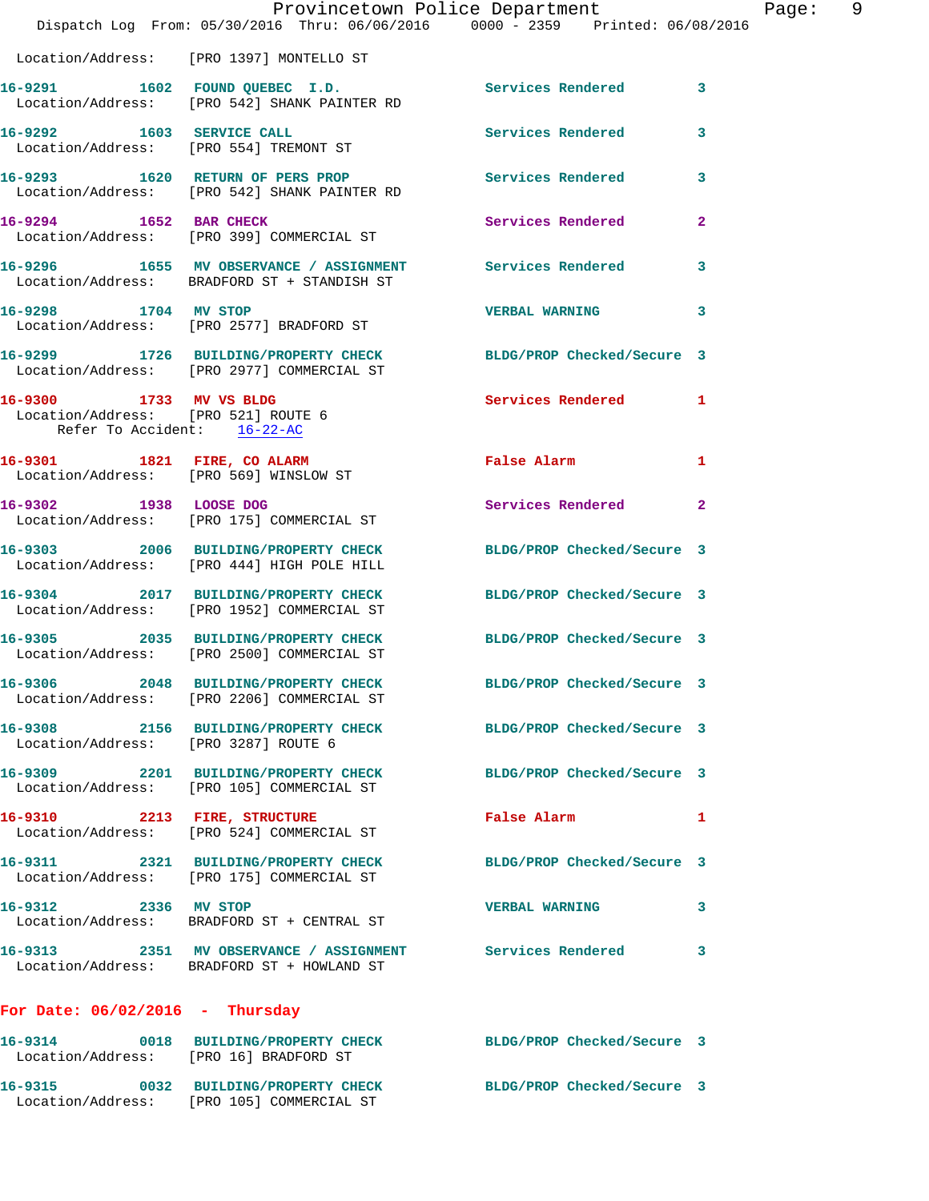Location/Address: [PRO 1397] MONTELLO ST

**16-9291** 1602 **FOUND QUEBEC I.D.** Services Rendered 3
Location/Address: [PRO 542] SHANK PAINTER RD

**16-9292** 1603 **SERVICE CALL** Services Rendered 3
Location/Address: [PRO 554] TREMONT ST

**16-9293** 1620 **RETURN OF PERS PROP** Services Rendered 3
Location/Address: [PRO 542] SHANK PAINTER RD

**16-9294** 1652 **BAR CHECK** Services Rendered 2
Location/Address: [PRO 399] COMMERCIAL ST

**16-9296** 1655 **MV OBSERVANCE / ASSIGNMENT** Services Rendered 3
Location/Address: BRADFORD ST + STANDISH ST

**16-9298** 1704 **MV STOP** VERBAL WARNING 3
Location/Address: [PRO 2577] BRADFORD ST

**16-9299** 1726 **BUILDING/PROPERTY CHECK** BLDG/PROP Checked/Secure 3
Location/Address: [PRO 2977] COMMERCIAL ST

**16-9300** 1733 **MV VS BLDG** Services Rendered 1
Location/Address: [PRO 521] ROUTE 6
Refer To Accident: 16-22-AC

**16-9301** 1821 **FIRE, CO ALARM** False Alarm 1
Location/Address: [PRO 569] WINSLOW ST

**16-9302** 1938 **LOOSE DOG** Services Rendered 2
Location/Address: [PRO 175] COMMERCIAL ST

**16-9303** 2006 **BUILDING/PROPERTY CHECK** BLDG/PROP Checked/Secure 3
Location/Address: [PRO 444] HIGH POLE HILL

**16-9304** 2017 **BUILDING/PROPERTY CHECK** BLDG/PROP Checked/Secure 3
Location/Address: [PRO 1952] COMMERCIAL ST

**16-9305** 2035 **BUILDING/PROPERTY CHECK** BLDG/PROP Checked/Secure 3
Location/Address: [PRO 2500] COMMERCIAL ST

**16-9306** 2048 **BUILDING/PROPERTY CHECK** BLDG/PROP Checked/Secure 3
Location/Address: [PRO 2206] COMMERCIAL ST

**16-9308** 2156 **BUILDING/PROPERTY CHECK** BLDG/PROP Checked/Secure 3
Location/Address: [PRO 3287] ROUTE 6

**16-9309** 2201 **BUILDING/PROPERTY CHECK** BLDG/PROP Checked/Secure 3
Location/Address: [PRO 105] COMMERCIAL ST

**16-9310** 2213 **FIRE, STRUCTURE** False Alarm 1
Location/Address: [PRO 524] COMMERCIAL ST

**16-9311** 2321 **BUILDING/PROPERTY CHECK** BLDG/PROP Checked/Secure 3
Location/Address: [PRO 175] COMMERCIAL ST

**16-9312** 2336 **MV STOP** VERBAL WARNING 3
Location/Address: BRADFORD ST + CENTRAL ST

**16-9313** 2351 **MV OBSERVANCE / ASSIGNMENT** Services Rendered 3
Location/Address: BRADFORD ST + HOWLAND ST

## For Date: 06/02/2016 - Thursday

**16-9314** 0018 **BUILDING/PROPERTY CHECK** BLDG/PROP Checked/Secure 3
Location/Address: [PRO 16] BRADFORD ST

**16-9315** 0032 **BUILDING/PROPERTY CHECK** BLDG/PROP Checked/Secure 3
Location/Address: [PRO 105] COMMERCIAL ST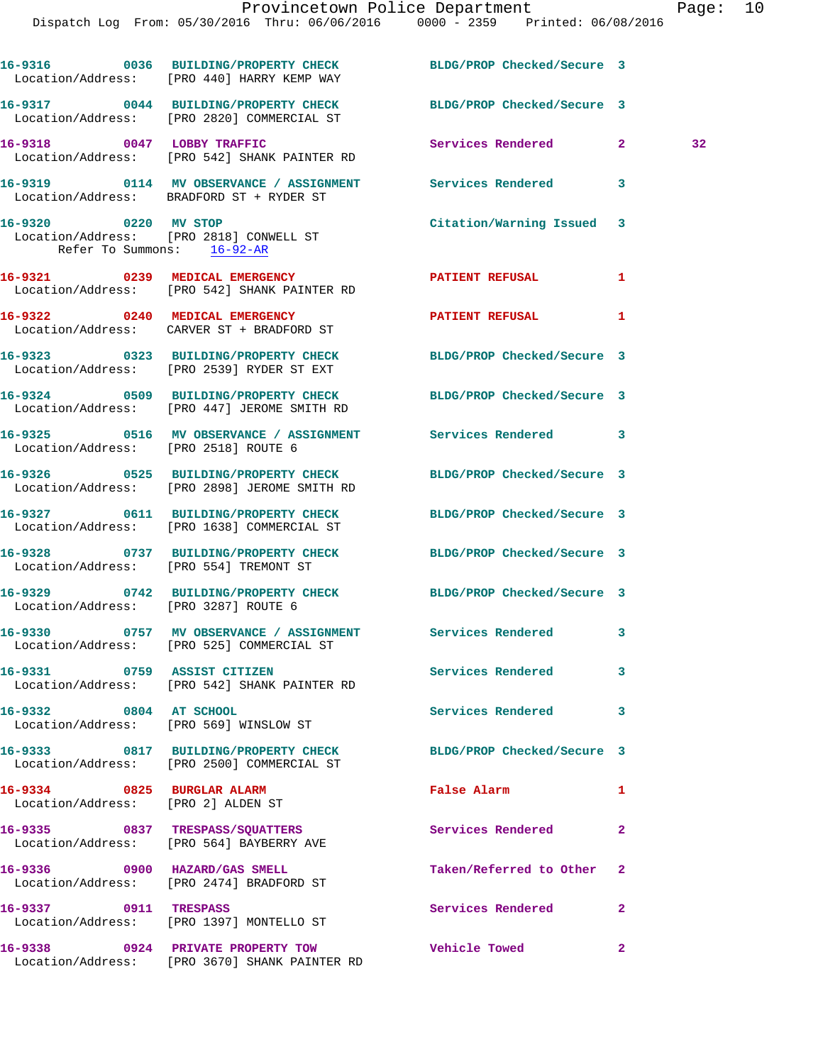| Call # | Time | Call Reason | Action | Priority | |
|---|---|---|---|---|---|
| 16-9316 | 0036 | BUILDING/PROPERTY CHECK | BLDG/PROP Checked/Secure | 3 | |
| Location/Address: [PRO 440] HARRY KEMP WAY | | | | | |
| 16-9317 | 0044 | BUILDING/PROPERTY CHECK | BLDG/PROP Checked/Secure | 3 | |
| Location/Address: [PRO 2820] COMMERCIAL ST | | | | | |
| 16-9318 | 0047 | LOBBY TRAFFIC | Services Rendered | 2 | 32 |
| Location/Address: [PRO 542] SHANK PAINTER RD | | | | | |
| 16-9319 | 0114 | MV OBSERVANCE / ASSIGNMENT | Services Rendered | 3 | |
| Location/Address: BRADFORD ST + RYDER ST | | | | | |
| 16-9320 | 0220 | MV STOP | Citation/Warning Issued | 3 | |
| Location/Address: [PRO 2818] CONWELL ST | | | | | |
| Refer To Summons: 16-92-AR | | | | | |
| 16-9321 | 0239 | MEDICAL EMERGENCY | PATIENT REFUSAL | 1 | |
| Location/Address: [PRO 542] SHANK PAINTER RD | | | | | |
| 16-9322 | 0240 | MEDICAL EMERGENCY | PATIENT REFUSAL | 1 | |
| Location/Address: CARVER ST + BRADFORD ST | | | | | |
| 16-9323 | 0323 | BUILDING/PROPERTY CHECK | BLDG/PROP Checked/Secure | 3 | |
| Location/Address: [PRO 2539] RYDER ST EXT | | | | | |
| 16-9324 | 0509 | BUILDING/PROPERTY CHECK | BLDG/PROP Checked/Secure | 3 | |
| Location/Address: [PRO 447] JEROME SMITH RD | | | | | |
| 16-9325 | 0516 | MV OBSERVANCE / ASSIGNMENT | Services Rendered | 3 | |
| Location/Address: [PRO 2518] ROUTE 6 | | | | | |
| 16-9326 | 0525 | BUILDING/PROPERTY CHECK | BLDG/PROP Checked/Secure | 3 | |
| Location/Address: [PRO 2898] JEROME SMITH RD | | | | | |
| 16-9327 | 0611 | BUILDING/PROPERTY CHECK | BLDG/PROP Checked/Secure | 3 | |
| Location/Address: [PRO 1638] COMMERCIAL ST | | | | | |
| 16-9328 | 0737 | BUILDING/PROPERTY CHECK | BLDG/PROP Checked/Secure | 3 | |
| Location/Address: [PRO 554] TREMONT ST | | | | | |
| 16-9329 | 0742 | BUILDING/PROPERTY CHECK | BLDG/PROP Checked/Secure | 3 | |
| Location/Address: [PRO 3287] ROUTE 6 | | | | | |
| 16-9330 | 0757 | MV OBSERVANCE / ASSIGNMENT | Services Rendered | 3 | |
| Location/Address: [PRO 525] COMMERCIAL ST | | | | | |
| 16-9331 | 0759 | ASSIST CITIZEN | Services Rendered | 3 | |
| Location/Address: [PRO 542] SHANK PAINTER RD | | | | | |
| 16-9332 | 0804 | AT SCHOOL | Services Rendered | 3 | |
| Location/Address: [PRO 569] WINSLOW ST | | | | | |
| 16-9333 | 0817 | BUILDING/PROPERTY CHECK | BLDG/PROP Checked/Secure | 3 | |
| Location/Address: [PRO 2500] COMMERCIAL ST | | | | | |
| 16-9334 | 0825 | BURGLAR ALARM | False Alarm | 1 | |
| Location/Address: [PRO 2] ALDEN ST | | | | | |
| 16-9335 | 0837 | TRESPASS/SQUATTERS | Services Rendered | 2 | |
| Location/Address: [PRO 564] BAYBERRY AVE | | | | | |
| 16-9336 | 0900 | HAZARD/GAS SMELL | Taken/Referred to Other | 2 | |
| Location/Address: [PRO 2474] BRADFORD ST | | | | | |
| 16-9337 | 0911 | TRESPASS | Services Rendered | 2 | |
| Location/Address: [PRO 1397] MONTELLO ST | | | | | |
| 16-9338 | 0924 | PRIVATE PROPERTY TOW | Vehicle Towed | 2 | |
| Location/Address: [PRO 3670] SHANK PAINTER RD | | | | | |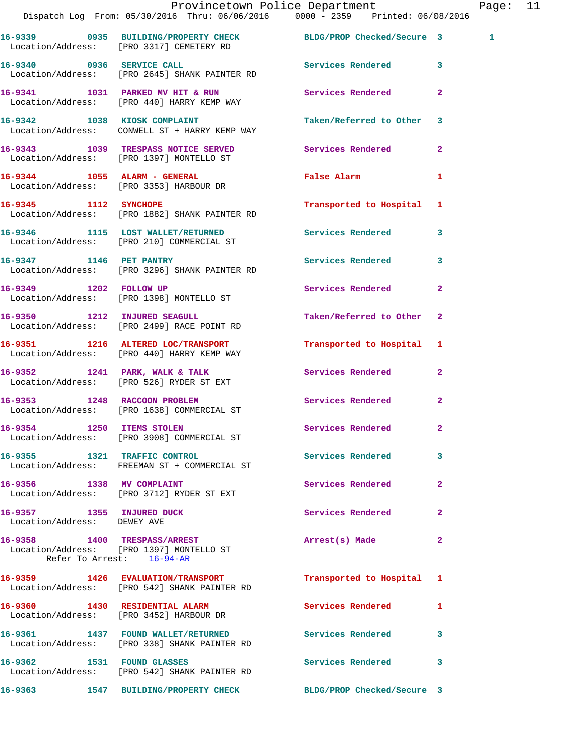16-9339 0935 BUILDING/PROPERTY CHECK BLDG/PROP Checked/Secure 3 1
Location/Address: [PRO 3317] CEMETERY RD

16-9340 0936 SERVICE CALL Services Rendered 3
Location/Address: [PRO 2645] SHANK PAINTER RD

16-9341 1031 PARKED MV HIT & RUN Services Rendered 2
Location/Address: [PRO 440] HARRY KEMP WAY

16-9342 1038 KIOSK COMPLAINT Taken/Referred to Other 3
Location/Address: CONWELL ST + HARRY KEMP WAY

16-9343 1039 TRESPASS NOTICE SERVED Services Rendered 2
Location/Address: [PRO 1397] MONTELLO ST

16-9344 1055 ALARM - GENERAL False Alarm 1
Location/Address: [PRO 3353] HARBOUR DR

16-9345 1112 SYNCHOPE Transported to Hospital 1
Location/Address: [PRO 1882] SHANK PAINTER RD

16-9346 1115 LOST WALLET/RETURNED Services Rendered 3
Location/Address: [PRO 210] COMMERCIAL ST

16-9347 1146 PET PANTRY Services Rendered 3
Location/Address: [PRO 3296] SHANK PAINTER RD

16-9349 1202 FOLLOW UP Services Rendered 2
Location/Address: [PRO 1398] MONTELLO ST

16-9350 1212 INJURED SEAGULL Taken/Referred to Other 2
Location/Address: [PRO 2499] RACE POINT RD

16-9351 1216 ALTERED LOC/TRANSPORT Transported to Hospital 1
Location/Address: [PRO 440] HARRY KEMP WAY

16-9352 1241 PARK, WALK & TALK Services Rendered 2
Location/Address: [PRO 526] RYDER ST EXT

16-9353 1248 RACCOON PROBLEM Services Rendered 2
Location/Address: [PRO 1638] COMMERCIAL ST

16-9354 1250 ITEMS STOLEN Services Rendered 2
Location/Address: [PRO 3908] COMMERCIAL ST

16-9355 1321 TRAFFIC CONTROL Services Rendered 3
Location/Address: FREEMAN ST + COMMERCIAL ST

16-9356 1338 MV COMPLAINT Services Rendered 2
Location/Address: [PRO 3712] RYDER ST EXT

16-9357 1355 INJURED DUCK Services Rendered 2
Location/Address: DEWEY AVE

16-9358 1400 TRESPASS/ARREST Arrest(s) Made 2
Location/Address: [PRO 1397] MONTELLO ST
Refer To Arrest: 16-94-AR

16-9359 1426 EVALUATION/TRANSPORT Transported to Hospital 1
Location/Address: [PRO 542] SHANK PAINTER RD

16-9360 1430 RESIDENTIAL ALARM Services Rendered 1
Location/Address: [PRO 3452] HARBOUR DR

16-9361 1437 FOUND WALLET/RETURNED Services Rendered 3
Location/Address: [PRO 338] SHANK PAINTER RD

16-9362 1531 FOUND GLASSES Services Rendered 3
Location/Address: [PRO 542] SHANK PAINTER RD

16-9363 1547 BUILDING/PROPERTY CHECK BLDG/PROP Checked/Secure 3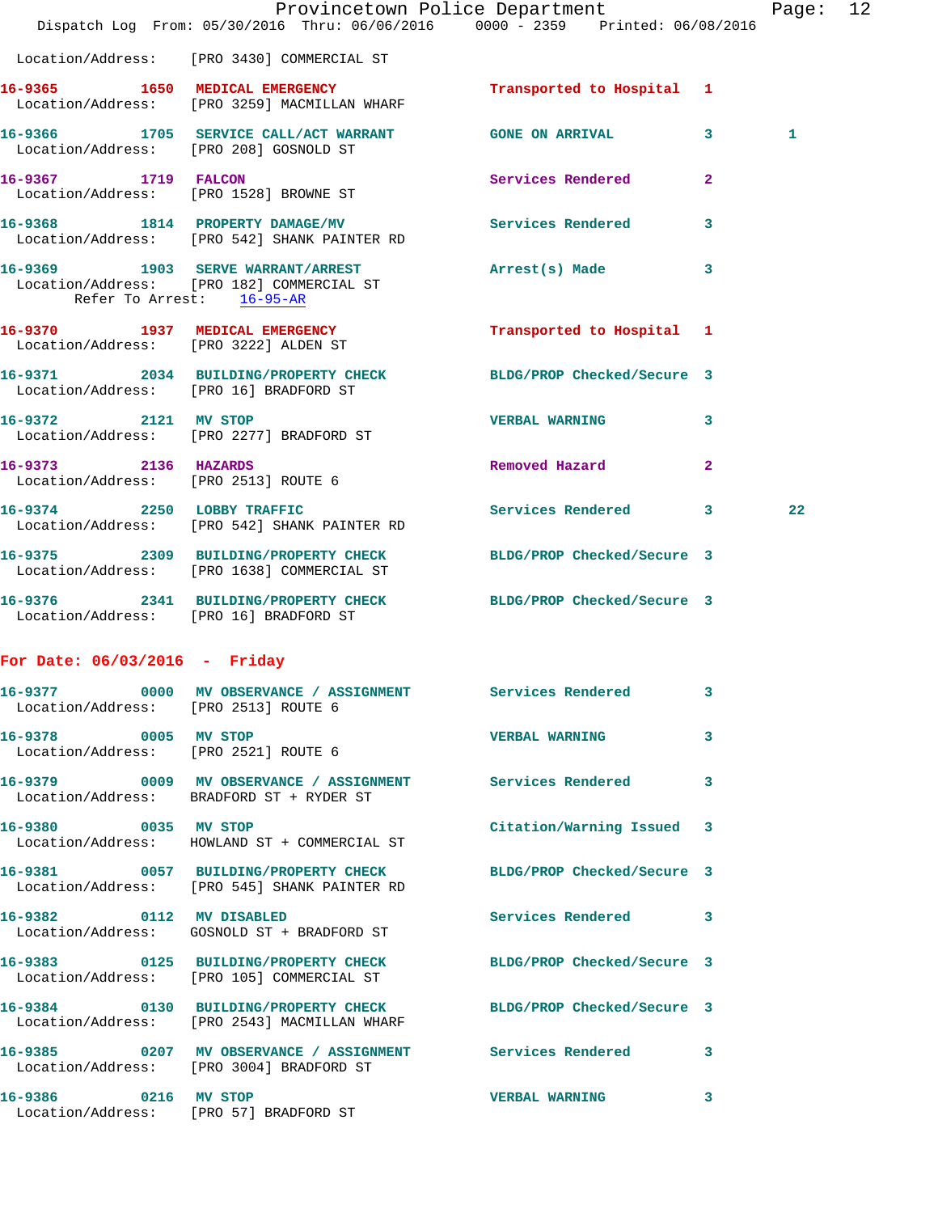Location/Address: [PRO 3430] COMMERCIAL ST

**16-9365** 1650 **MEDICAL EMERGENCY** Transported to Hospital 1
Location/Address: [PRO 3259] MACMILLAN WHARF

**16-9366** 1705 **SERVICE CALL/ACT WARRANT** GONE ON ARRIVAL 3 1
Location/Address: [PRO 208] GOSNOLD ST

**16-9367** 1719 **FALCON** Services Rendered 2
Location/Address: [PRO 1528] BROWNE ST

**16-9368** 1814 **PROPERTY DAMAGE/MV** Services Rendered 3
Location/Address: [PRO 542] SHANK PAINTER RD

**16-9369** 1903 **SERVE WARRANT/ARREST** Arrest(s) Made 3
Location/Address: [PRO 182] COMMERCIAL ST
Refer To Arrest: 16-95-AR

**16-9370** 1937 **MEDICAL EMERGENCY** Transported to Hospital 1
Location/Address: [PRO 3222] ALDEN ST

**16-9371** 2034 **BUILDING/PROPERTY CHECK** BLDG/PROP Checked/Secure 3
Location/Address: [PRO 16] BRADFORD ST

**16-9372** 2121 **MV STOP** VERBAL WARNING 3
Location/Address: [PRO 2277] BRADFORD ST

**16-9373** 2136 **HAZARDS** Removed Hazard 2
Location/Address: [PRO 2513] ROUTE 6

**16-9374** 2250 **LOBBY TRAFFIC** Services Rendered 3 22
Location/Address: [PRO 542] SHANK PAINTER RD

**16-9375** 2309 **BUILDING/PROPERTY CHECK** BLDG/PROP Checked/Secure 3
Location/Address: [PRO 1638] COMMERCIAL ST

**16-9376** 2341 **BUILDING/PROPERTY CHECK** BLDG/PROP Checked/Secure 3
Location/Address: [PRO 16] BRADFORD ST

## For Date: 06/03/2016 - Friday

**16-9377** 0000 **MV OBSERVANCE / ASSIGNMENT** Services Rendered 3
Location/Address: [PRO 2513] ROUTE 6

**16-9378** 0005 **MV STOP** VERBAL WARNING 3
Location/Address: [PRO 2521] ROUTE 6

**16-9379** 0009 **MV OBSERVANCE / ASSIGNMENT** Services Rendered 3
Location/Address: BRADFORD ST + RYDER ST

**16-9380** 0035 **MV STOP** Citation/Warning Issued 3
Location/Address: HOWLAND ST + COMMERCIAL ST

**16-9381** 0057 **BUILDING/PROPERTY CHECK** BLDG/PROP Checked/Secure 3
Location/Address: [PRO 545] SHANK PAINTER RD

**16-9382** 0112 **MV DISABLED** Services Rendered 3
Location/Address: GOSNOLD ST + BRADFORD ST

**16-9383** 0125 **BUILDING/PROPERTY CHECK** BLDG/PROP Checked/Secure 3
Location/Address: [PRO 105] COMMERCIAL ST

**16-9384** 0130 **BUILDING/PROPERTY CHECK** BLDG/PROP Checked/Secure 3
Location/Address: [PRO 2543] MACMILLAN WHARF

**16-9385** 0207 **MV OBSERVANCE / ASSIGNMENT** Services Rendered 3
Location/Address: [PRO 3004] BRADFORD ST

**16-9386** 0216 **MV STOP** VERBAL WARNING 3
Location/Address: [PRO 57] BRADFORD ST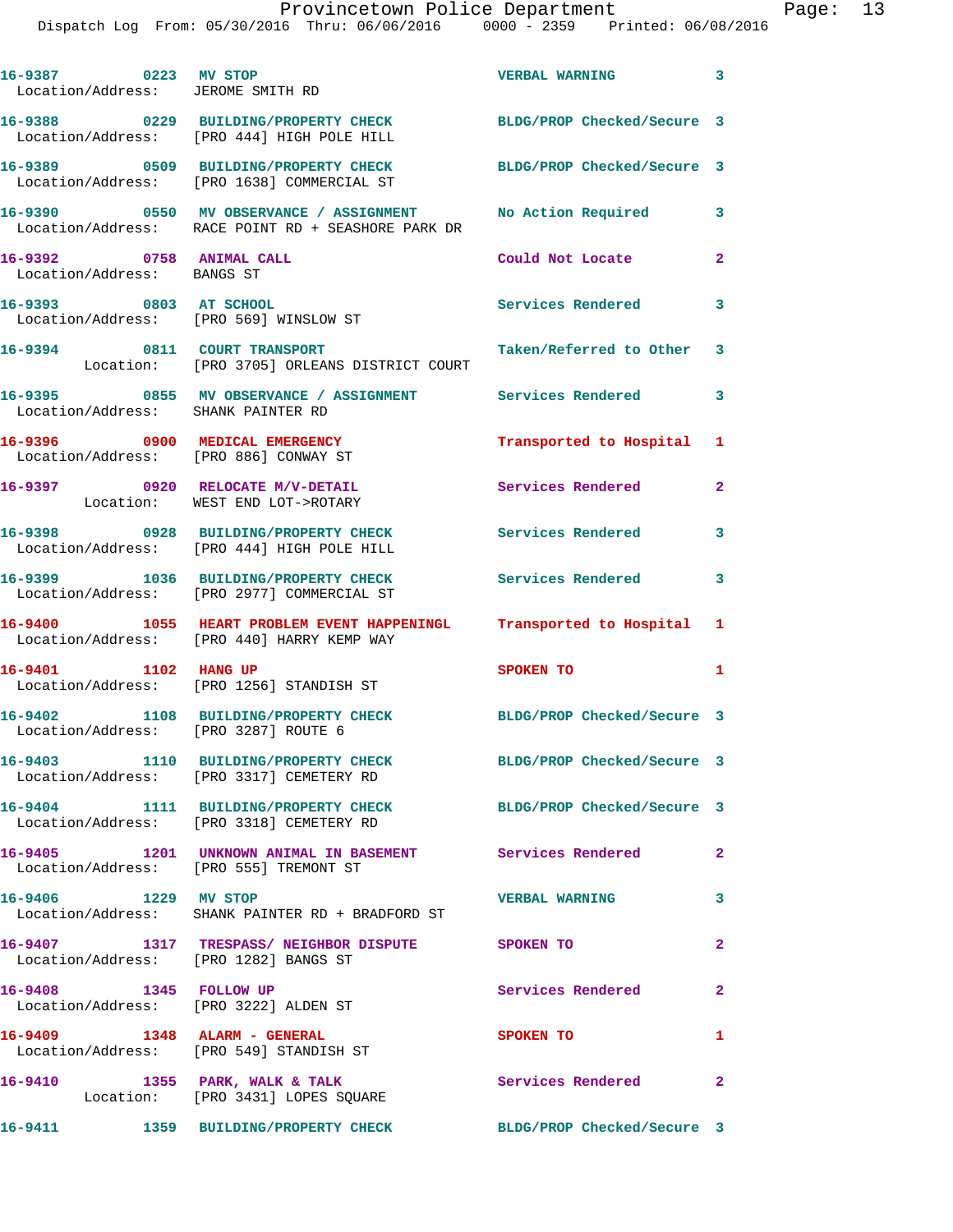16-9387 0223 MV STOP VERBAL WARNING 3
Location/Address: JEROME SMITH RD

16-9388 0229 BUILDING/PROPERTY CHECK BLDG/PROP Checked/Secure 3
Location/Address: [PRO 444] HIGH POLE HILL

16-9389 0509 BUILDING/PROPERTY CHECK BLDG/PROP Checked/Secure 3
Location/Address: [PRO 1638] COMMERCIAL ST

16-9390 0550 MV OBSERVANCE / ASSIGNMENT No Action Required 3
Location/Address: RACE POINT RD + SEASHORE PARK DR

16-9392 0758 ANIMAL CALL Could Not Locate 2
Location/Address: BANGS ST

16-9393 0803 AT SCHOOL Services Rendered 3
Location/Address: [PRO 569] WINSLOW ST

16-9394 0811 COURT TRANSPORT Taken/Referred to Other 3
Location: [PRO 3705] ORLEANS DISTRICT COURT

16-9395 0855 MV OBSERVANCE / ASSIGNMENT Services Rendered 3
Location/Address: SHANK PAINTER RD

16-9396 0900 MEDICAL EMERGENCY Transported to Hospital 1
Location/Address: [PRO 886] CONWAY ST

16-9397 0920 RELOCATE M/V-DETAIL Services Rendered 2
Location: WEST END LOT->ROTARY

16-9398 0928 BUILDING/PROPERTY CHECK Services Rendered 3
Location/Address: [PRO 444] HIGH POLE HILL

16-9399 1036 BUILDING/PROPERTY CHECK Services Rendered 3
Location/Address: [PRO 2977] COMMERCIAL ST

16-9400 1055 HEART PROBLEM EVENT HAPPENINGL Transported to Hospital 1
Location/Address: [PRO 440] HARRY KEMP WAY

16-9401 1102 HANG UP SPOKEN TO 1
Location/Address: [PRO 1256] STANDISH ST

16-9402 1108 BUILDING/PROPERTY CHECK BLDG/PROP Checked/Secure 3
Location/Address: [PRO 3287] ROUTE 6

16-9403 1110 BUILDING/PROPERTY CHECK BLDG/PROP Checked/Secure 3
Location/Address: [PRO 3317] CEMETERY RD

16-9404 1111 BUILDING/PROPERTY CHECK BLDG/PROP Checked/Secure 3
Location/Address: [PRO 3318] CEMETERY RD

16-9405 1201 UNKNOWN ANIMAL IN BASEMENT Services Rendered 2
Location/Address: [PRO 555] TREMONT ST

16-9406 1229 MV STOP VERBAL WARNING 3
Location/Address: SHANK PAINTER RD + BRADFORD ST

16-9407 1317 TRESPASS/ NEIGHBOR DISPUTE SPOKEN TO 2
Location/Address: [PRO 1282] BANGS ST

16-9408 1345 FOLLOW UP Services Rendered 2
Location/Address: [PRO 3222] ALDEN ST

16-9409 1348 ALARM - GENERAL SPOKEN TO 1
Location/Address: [PRO 549] STANDISH ST

16-9410 1355 PARK, WALK & TALK Services Rendered 2
Location: [PRO 3431] LOPES SQUARE

16-9411 1359 BUILDING/PROPERTY CHECK BLDG/PROP Checked/Secure 3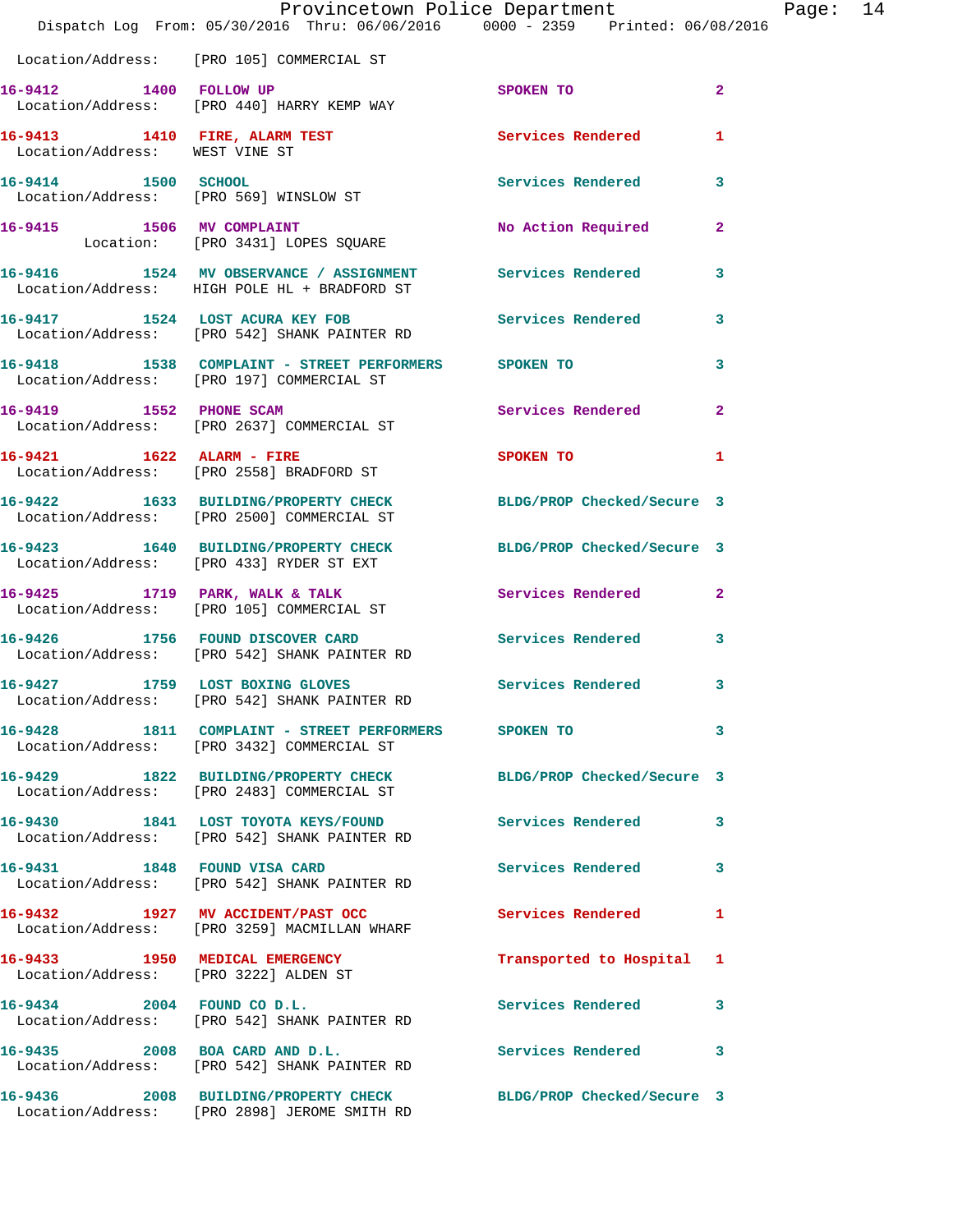Location/Address: [PRO 105] COMMERCIAL ST

| Call # | Time | Call Reason | Action | Priority |
|---|---|---|---|---|
| 16-9412 | 1400 | FOLLOW UP | SPOKEN TO | 2 |
| | | Location/Address: [PRO 440] HARRY KEMP WAY | | |
| 16-9413 | 1410 | FIRE, ALARM TEST | Services Rendered | 1 |
| | | Location/Address: WEST VINE ST | | |
| 16-9414 | 1500 | SCHOOL | Services Rendered | 3 |
| | | Location/Address: [PRO 569] WINSLOW ST | | |
| 16-9415 | 1506 | MV COMPLAINT | No Action Required | 2 |
| | | Location: [PRO 3431] LOPES SQUARE | | |
| 16-9416 | 1524 | MV OBSERVANCE / ASSIGNMENT | Services Rendered | 3 |
| | | Location/Address: HIGH POLE HL + BRADFORD ST | | |
| 16-9417 | 1524 | LOST ACURA KEY FOB | Services Rendered | 3 |
| | | Location/Address: [PRO 542] SHANK PAINTER RD | | |
| 16-9418 | 1538 | COMPLAINT - STREET PERFORMERS | SPOKEN TO | 3 |
| | | Location/Address: [PRO 197] COMMERCIAL ST | | |
| 16-9419 | 1552 | PHONE SCAM | Services Rendered | 2 |
| | | Location/Address: [PRO 2637] COMMERCIAL ST | | |
| 16-9421 | 1622 | ALARM - FIRE | SPOKEN TO | 1 |
| | | Location/Address: [PRO 2558] BRADFORD ST | | |
| 16-9422 | 1633 | BUILDING/PROPERTY CHECK | BLDG/PROP Checked/Secure | 3 |
| | | Location/Address: [PRO 2500] COMMERCIAL ST | | |
| 16-9423 | 1640 | BUILDING/PROPERTY CHECK | BLDG/PROP Checked/Secure | 3 |
| | | Location/Address: [PRO 433] RYDER ST EXT | | |
| 16-9425 | 1719 | PARK, WALK & TALK | Services Rendered | 2 |
| | | Location/Address: [PRO 105] COMMERCIAL ST | | |
| 16-9426 | 1756 | FOUND DISCOVER CARD | Services Rendered | 3 |
| | | Location/Address: [PRO 542] SHANK PAINTER RD | | |
| 16-9427 | 1759 | LOST BOXING GLOVES | Services Rendered | 3 |
| | | Location/Address: [PRO 542] SHANK PAINTER RD | | |
| 16-9428 | 1811 | COMPLAINT - STREET PERFORMERS | SPOKEN TO | 3 |
| | | Location/Address: [PRO 3432] COMMERCIAL ST | | |
| 16-9429 | 1822 | BUILDING/PROPERTY CHECK | BLDG/PROP Checked/Secure | 3 |
| | | Location/Address: [PRO 2483] COMMERCIAL ST | | |
| 16-9430 | 1841 | LOST TOYOTA KEYS/FOUND | Services Rendered | 3 |
| | | Location/Address: [PRO 542] SHANK PAINTER RD | | |
| 16-9431 | 1848 | FOUND VISA CARD | Services Rendered | 3 |
| | | Location/Address: [PRO 542] SHANK PAINTER RD | | |
| 16-9432 | 1927 | MV ACCIDENT/PAST OCC | Services Rendered | 1 |
| | | Location/Address: [PRO 3259] MACMILLAN WHARF | | |
| 16-9433 | 1950 | MEDICAL EMERGENCY | Transported to Hospital | 1 |
| | | Location/Address: [PRO 3222] ALDEN ST | | |
| 16-9434 | 2004 | FOUND CO D.L. | Services Rendered | 3 |
| | | Location/Address: [PRO 542] SHANK PAINTER RD | | |
| 16-9435 | 2008 | BOA CARD AND D.L. | Services Rendered | 3 |
| | | Location/Address: [PRO 542] SHANK PAINTER RD | | |
| 16-9436 | 2008 | BUILDING/PROPERTY CHECK | BLDG/PROP Checked/Secure | 3 |
| | | Location/Address: [PRO 2898] JEROME SMITH RD | | |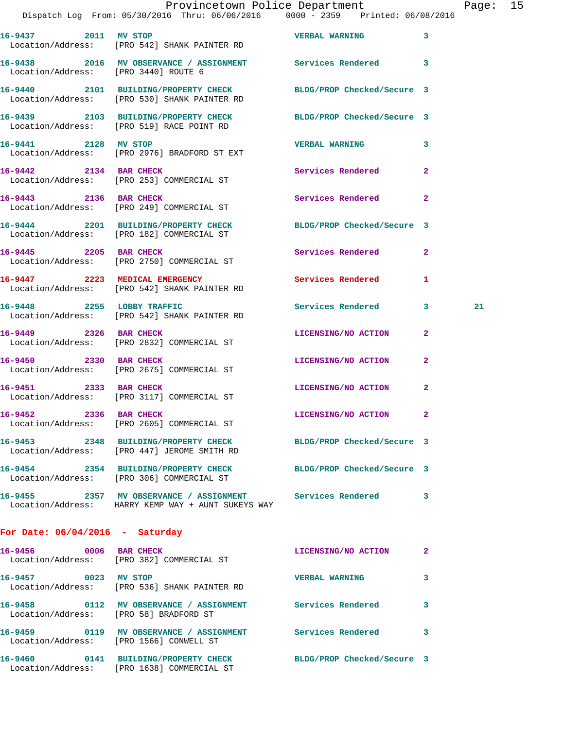16-9437 2011 MV STOP VERBAL WARNING 3
Location/Address: [PRO 542] SHANK PAINTER RD

16-9438 2016 MV OBSERVANCE / ASSIGNMENT Services Rendered 3
Location/Address: [PRO 3440] ROUTE 6

16-9440 2101 BUILDING/PROPERTY CHECK BLDG/PROP Checked/Secure 3
Location/Address: [PRO 530] SHANK PAINTER RD

16-9439 2103 BUILDING/PROPERTY CHECK BLDG/PROP Checked/Secure 3
Location/Address: [PRO 519] RACE POINT RD

16-9441 2128 MV STOP VERBAL WARNING 3
Location/Address: [PRO 2976] BRADFORD ST EXT

16-9442 2134 BAR CHECK Services Rendered 2
Location/Address: [PRO 253] COMMERCIAL ST

16-9443 2136 BAR CHECK Services Rendered 2
Location/Address: [PRO 249] COMMERCIAL ST

16-9444 2201 BUILDING/PROPERTY CHECK BLDG/PROP Checked/Secure 3
Location/Address: [PRO 182] COMMERCIAL ST

16-9445 2205 BAR CHECK Services Rendered 2
Location/Address: [PRO 2750] COMMERCIAL ST

16-9447 2223 MEDICAL EMERGENCY Services Rendered 1
Location/Address: [PRO 542] SHANK PAINTER RD

16-9448 2255 LOBBY TRAFFIC Services Rendered 3 21
Location/Address: [PRO 542] SHANK PAINTER RD

16-9449 2326 BAR CHECK LICENSING/NO ACTION 2
Location/Address: [PRO 2832] COMMERCIAL ST

16-9450 2330 BAR CHECK LICENSING/NO ACTION 2
Location/Address: [PRO 2675] COMMERCIAL ST

16-9451 2333 BAR CHECK LICENSING/NO ACTION 2
Location/Address: [PRO 3117] COMMERCIAL ST

16-9452 2336 BAR CHECK LICENSING/NO ACTION 2
Location/Address: [PRO 2605] COMMERCIAL ST

16-9453 2348 BUILDING/PROPERTY CHECK BLDG/PROP Checked/Secure 3
Location/Address: [PRO 447] JEROME SMITH RD

16-9454 2354 BUILDING/PROPERTY CHECK BLDG/PROP Checked/Secure 3
Location/Address: [PRO 306] COMMERCIAL ST

16-9455 2357 MV OBSERVANCE / ASSIGNMENT Services Rendered 3
Location/Address: HARRY KEMP WAY + AUNT SUKEYS WAY

**For Date: 06/04/2016 - Saturday**

16-9456 0006 BAR CHECK LICENSING/NO ACTION 2
Location/Address: [PRO 382] COMMERCIAL ST

16-9457 0023 MV STOP VERBAL WARNING 3
Location/Address: [PRO 536] SHANK PAINTER RD

16-9458 0112 MV OBSERVANCE / ASSIGNMENT Services Rendered 3
Location/Address: [PRO 58] BRADFORD ST

16-9459 0119 MV OBSERVANCE / ASSIGNMENT Services Rendered 3
Location/Address: [PRO 1566] CONWELL ST

16-9460 0141 BUILDING/PROPERTY CHECK BLDG/PROP Checked/Secure 3
Location/Address: [PRO 1638] COMMERCIAL ST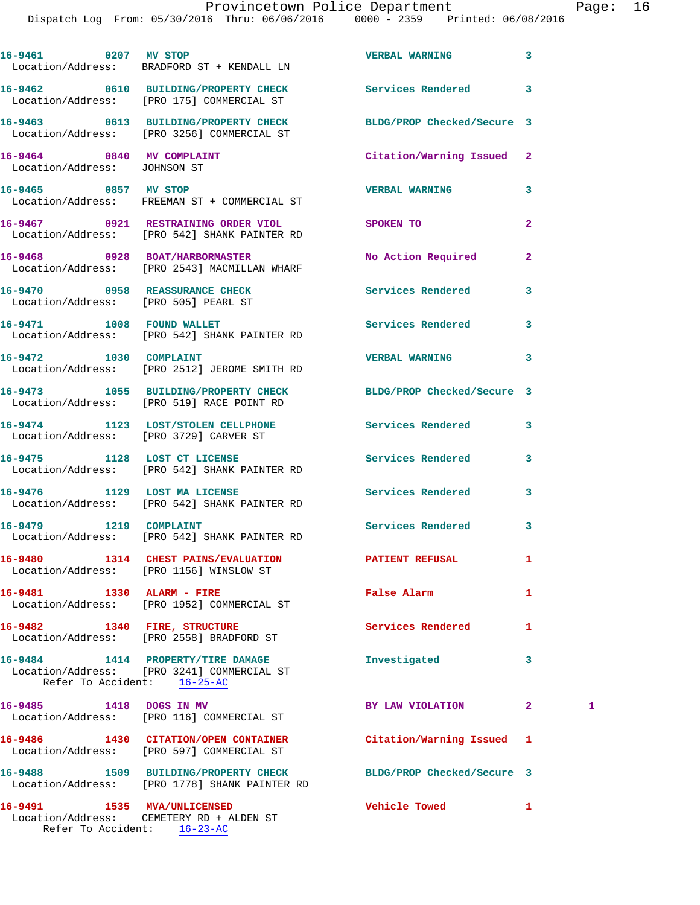16-9461 0207 MV STOP VERBAL WARNING 3
Location/Address: BRADFORD ST + KENDALL LN

16-9462 0610 BUILDING/PROPERTY CHECK Services Rendered 3
Location/Address: [PRO 175] COMMERCIAL ST

16-9463 0613 BUILDING/PROPERTY CHECK BLDG/PROP Checked/Secure 3
Location/Address: [PRO 3256] COMMERCIAL ST

16-9464 0840 MV COMPLAINT Citation/Warning Issued 2
Location/Address: JOHNSON ST

16-9465 0857 MV STOP VERBAL WARNING 3
Location/Address: FREEMAN ST + COMMERCIAL ST

16-9467 0921 RESTRAINING ORDER VIOL SPOKEN TO 2
Location/Address: [PRO 542] SHANK PAINTER RD

16-9468 0928 BOAT/HARBORMASTER No Action Required 2
Location/Address: [PRO 2543] MACMILLAN WHARF

16-9470 0958 REASSURANCE CHECK Services Rendered 3
Location/Address: [PRO 505] PEARL ST

16-9471 1008 FOUND WALLET Services Rendered 3
Location/Address: [PRO 542] SHANK PAINTER RD

16-9472 1030 COMPLAINT VERBAL WARNING 3
Location/Address: [PRO 2512] JEROME SMITH RD

16-9473 1055 BUILDING/PROPERTY CHECK BLDG/PROP Checked/Secure 3
Location/Address: [PRO 519] RACE POINT RD

16-9474 1123 LOST/STOLEN CELLPHONE Services Rendered 3
Location/Address: [PRO 3729] CARVER ST

16-9475 1128 LOST CT LICENSE Services Rendered 3
Location/Address: [PRO 542] SHANK PAINTER RD

16-9476 1129 LOST MA LICENSE Services Rendered 3
Location/Address: [PRO 542] SHANK PAINTER RD

16-9479 1219 COMPLAINT Services Rendered 3
Location/Address: [PRO 542] SHANK PAINTER RD

16-9480 1314 CHEST PAINS/EVALUATION PATIENT REFUSAL 1
Location/Address: [PRO 1156] WINSLOW ST

16-9481 1330 ALARM - FIRE False Alarm 1
Location/Address: [PRO 1952] COMMERCIAL ST

16-9482 1340 FIRE, STRUCTURE Services Rendered 1
Location/Address: [PRO 2558] BRADFORD ST

16-9484 1414 PROPERTY/TIRE DAMAGE Investigated 3
Location/Address: [PRO 3241] COMMERCIAL ST
Refer To Accident: 16-25-AC

16-9485 1418 DOGS IN MV BY LAW VIOLATION 2 1
Location/Address: [PRO 116] COMMERCIAL ST

16-9486 1430 CITATION/OPEN CONTAINER Citation/Warning Issued 1
Location/Address: [PRO 597] COMMERCIAL ST

16-9488 1509 BUILDING/PROPERTY CHECK BLDG/PROP Checked/Secure 3
Location/Address: [PRO 1778] SHANK PAINTER RD

16-9491 1535 MVA/UNLICENSED Vehicle Towed 1
Location/Address: CEMETERY RD + ALDEN ST
Refer To Accident: 16-23-AC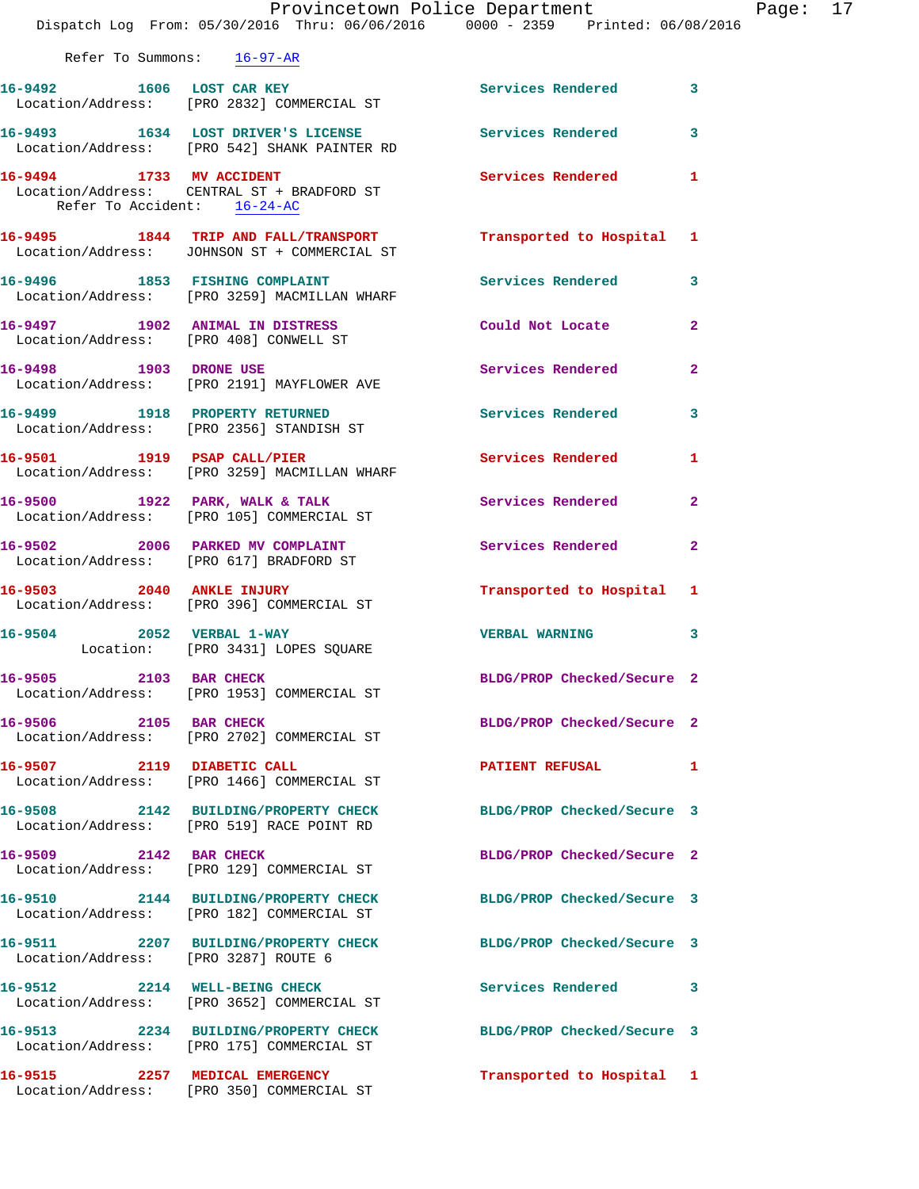Refer To Summons: 16-97-AR

16-9492 1606 LOST CAR KEY Services Rendered 3
Location/Address: [PRO 2832] COMMERCIAL ST

16-9493 1634 LOST DRIVER'S LICENSE Services Rendered 3
Location/Address: [PRO 542] SHANK PAINTER RD

16-9494 1733 MV ACCIDENT Services Rendered 1
Location/Address: CENTRAL ST + BRADFORD ST
Refer To Accident: 16-24-AC

16-9495 1844 TRIP AND FALL/TRANSPORT Transported to Hospital 1
Location/Address: JOHNSON ST + COMMERCIAL ST

16-9496 1853 FISHING COMPLAINT Services Rendered 3
Location/Address: [PRO 3259] MACMILLAN WHARF

16-9497 1902 ANIMAL IN DISTRESS Could Not Locate 2
Location/Address: [PRO 408] CONWELL ST

16-9498 1903 DRONE USE Services Rendered 2
Location/Address: [PRO 2191] MAYFLOWER AVE

16-9499 1918 PROPERTY RETURNED Services Rendered 3
Location/Address: [PRO 2356] STANDISH ST

16-9501 1919 PSAP CALL/PIER Services Rendered 1
Location/Address: [PRO 3259] MACMILLAN WHARF

16-9500 1922 PARK, WALK & TALK Services Rendered 2
Location/Address: [PRO 105] COMMERCIAL ST

16-9502 2006 PARKED MV COMPLAINT Services Rendered 2
Location/Address: [PRO 617] BRADFORD ST

16-9503 2040 ANKLE INJURY Transported to Hospital 1
Location/Address: [PRO 396] COMMERCIAL ST

16-9504 2052 VERBAL 1-WAY VERBAL WARNING 3
Location: [PRO 3431] LOPES SQUARE

16-9505 2103 BAR CHECK BLDG/PROP Checked/Secure 2
Location/Address: [PRO 1953] COMMERCIAL ST

16-9506 2105 BAR CHECK BLDG/PROP Checked/Secure 2
Location/Address: [PRO 2702] COMMERCIAL ST

16-9507 2119 DIABETIC CALL PATIENT REFUSAL 1
Location/Address: [PRO 1466] COMMERCIAL ST

16-9508 2142 BUILDING/PROPERTY CHECK BLDG/PROP Checked/Secure 3
Location/Address: [PRO 519] RACE POINT RD

16-9509 2142 BAR CHECK BLDG/PROP Checked/Secure 2
Location/Address: [PRO 129] COMMERCIAL ST

16-9510 2144 BUILDING/PROPERTY CHECK BLDG/PROP Checked/Secure 3
Location/Address: [PRO 182] COMMERCIAL ST

16-9511 2207 BUILDING/PROPERTY CHECK BLDG/PROP Checked/Secure 3
Location/Address: [PRO 3287] ROUTE 6

16-9512 2214 WELL-BEING CHECK Services Rendered 3
Location/Address: [PRO 3652] COMMERCIAL ST

16-9513 2234 BUILDING/PROPERTY CHECK BLDG/PROP Checked/Secure 3
Location/Address: [PRO 175] COMMERCIAL ST

16-9515 2257 MEDICAL EMERGENCY Transported to Hospital 1
Location/Address: [PRO 350] COMMERCIAL ST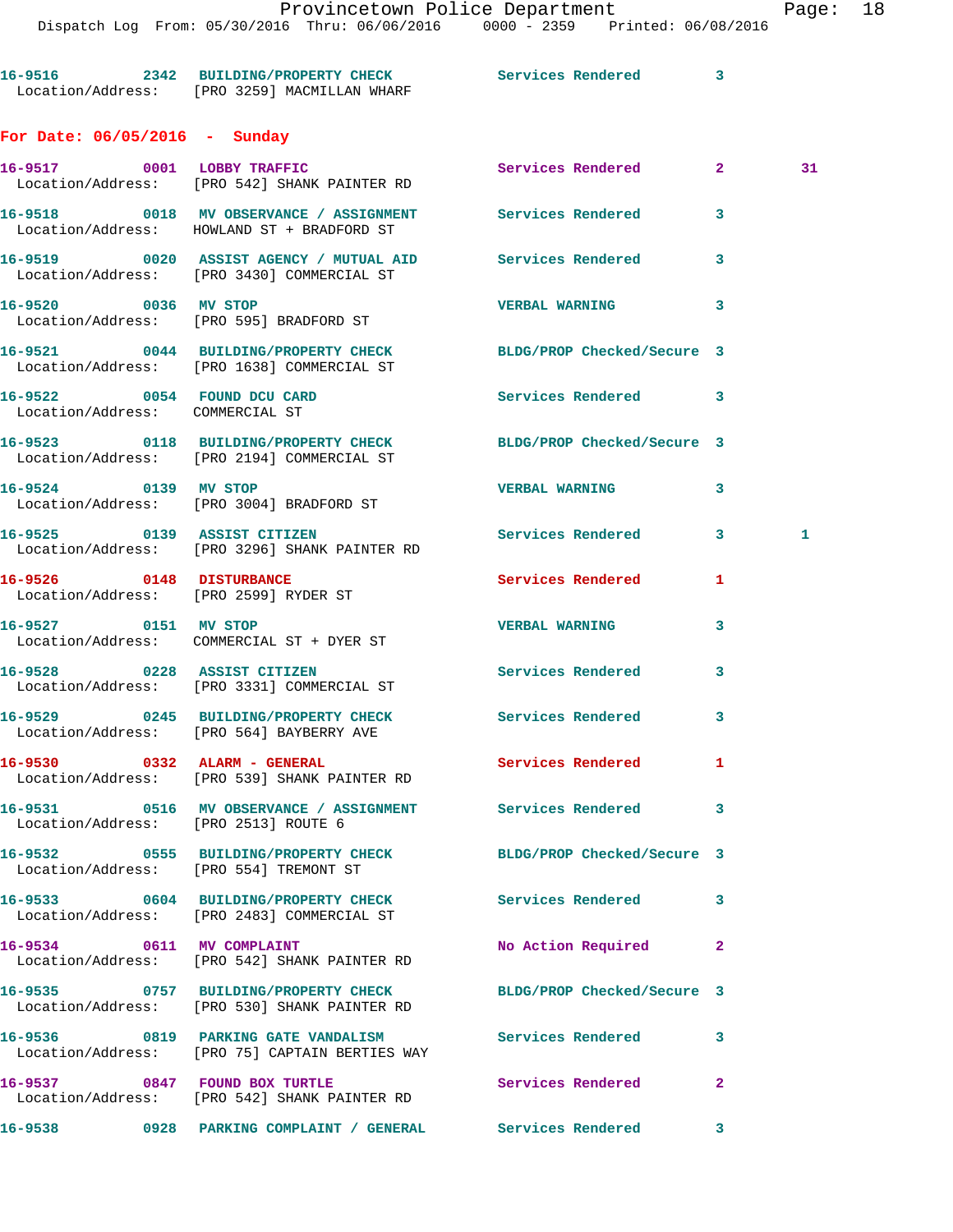16-9516 2342 BUILDING/PROPERTY CHECK Services Rendered 3
Location/Address: [PRO 3259] MACMILLAN WHARF

## For Date: 06/05/2016 - Sunday

16-9517 0001 LOBBY TRAFFIC Services Rendered 2 31
Location/Address: [PRO 542] SHANK PAINTER RD

16-9518 0018 MV OBSERVANCE / ASSIGNMENT Services Rendered 3
Location/Address: HOWLAND ST + BRADFORD ST

16-9519 0020 ASSIST AGENCY / MUTUAL AID Services Rendered 3
Location/Address: [PRO 3430] COMMERCIAL ST

16-9520 0036 MV STOP VERBAL WARNING 3
Location/Address: [PRO 595] BRADFORD ST

16-9521 0044 BUILDING/PROPERTY CHECK BLDG/PROP Checked/Secure 3
Location/Address: [PRO 1638] COMMERCIAL ST

16-9522 0054 FOUND DCU CARD Services Rendered 3
Location/Address: COMMERCIAL ST

16-9523 0118 BUILDING/PROPERTY CHECK BLDG/PROP Checked/Secure 3
Location/Address: [PRO 2194] COMMERCIAL ST

16-9524 0139 MV STOP VERBAL WARNING 3
Location/Address: [PRO 3004] BRADFORD ST

16-9525 0139 ASSIST CITIZEN Services Rendered 3 1
Location/Address: [PRO 3296] SHANK PAINTER RD

16-9526 0148 DISTURBANCE Services Rendered 1
Location/Address: [PRO 2599] RYDER ST

16-9527 0151 MV STOP VERBAL WARNING 3
Location/Address: COMMERCIAL ST + DYER ST

16-9528 0228 ASSIST CITIZEN Services Rendered 3
Location/Address: [PRO 3331] COMMERCIAL ST

16-9529 0245 BUILDING/PROPERTY CHECK Services Rendered 3
Location/Address: [PRO 564] BAYBERRY AVE

16-9530 0332 ALARM - GENERAL Services Rendered 1
Location/Address: [PRO 539] SHANK PAINTER RD

16-9531 0516 MV OBSERVANCE / ASSIGNMENT Services Rendered 3
Location/Address: [PRO 2513] ROUTE 6

16-9532 0555 BUILDING/PROPERTY CHECK BLDG/PROP Checked/Secure 3
Location/Address: [PRO 554] TREMONT ST

16-9533 0604 BUILDING/PROPERTY CHECK Services Rendered 3
Location/Address: [PRO 2483] COMMERCIAL ST

16-9534 0611 MV COMPLAINT No Action Required 2
Location/Address: [PRO 542] SHANK PAINTER RD

16-9535 0757 BUILDING/PROPERTY CHECK BLDG/PROP Checked/Secure 3
Location/Address: [PRO 530] SHANK PAINTER RD

16-9536 0819 PARKING GATE VANDALISM Services Rendered 3
Location/Address: [PRO 75] CAPTAIN BERTIES WAY

16-9537 0847 FOUND BOX TURTLE Services Rendered 2
Location/Address: [PRO 542] SHANK PAINTER RD

16-9538 0928 PARKING COMPLAINT / GENERAL Services Rendered 3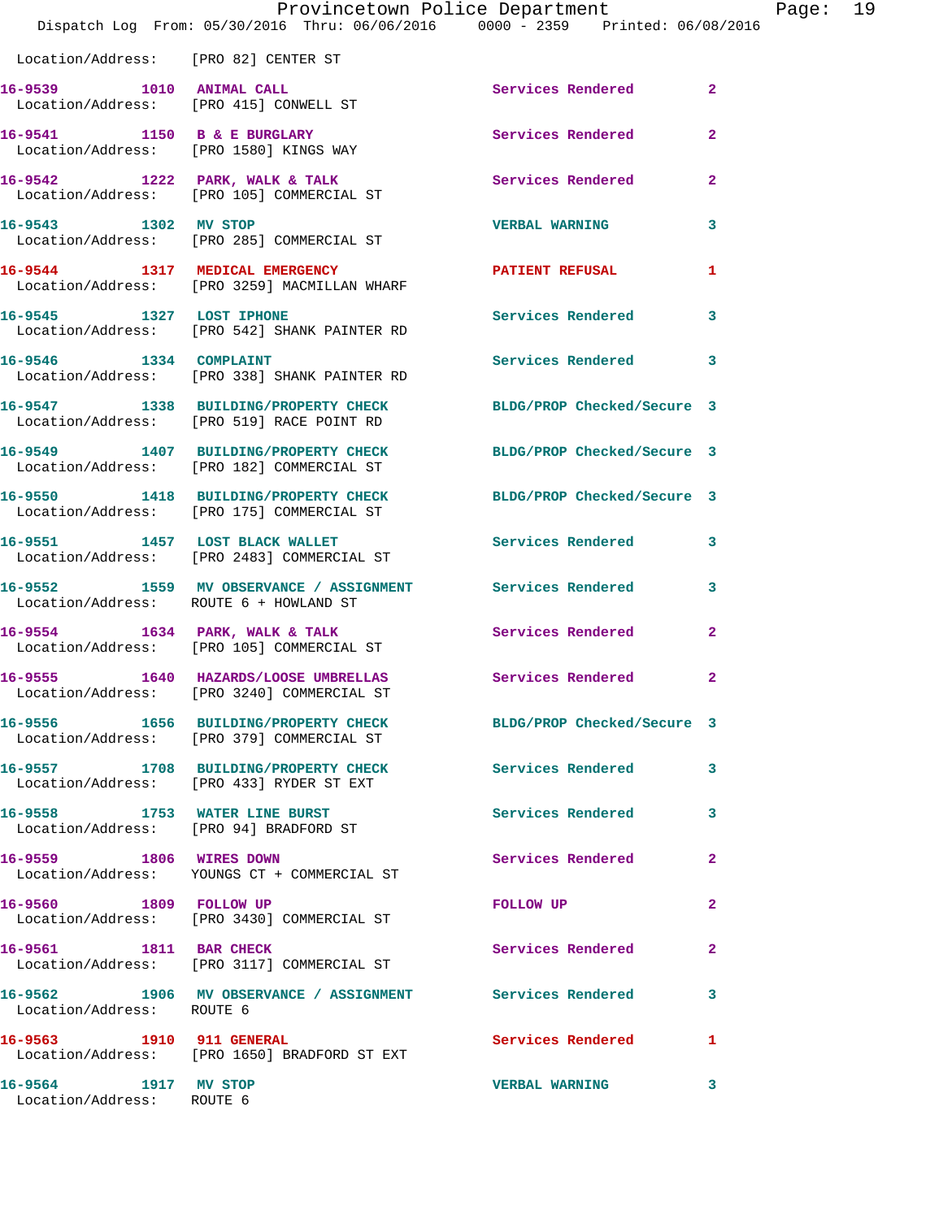Location/Address: [PRO 82] CENTER ST

16-9539 1010 ANIMAL CALL Services Rendered 2
Location/Address: [PRO 415] CONWELL ST

16-9541 1150 B & E BURGLARY Services Rendered 2
Location/Address: [PRO 1580] KINGS WAY

16-9542 1222 PARK, WALK & TALK Services Rendered 2
Location/Address: [PRO 105] COMMERCIAL ST

16-9543 1302 MV STOP VERBAL WARNING 3
Location/Address: [PRO 285] COMMERCIAL ST

16-9544 1317 MEDICAL EMERGENCY PATIENT REFUSAL 1
Location/Address: [PRO 3259] MACMILLAN WHARF

16-9545 1327 LOST IPHONE Services Rendered 3
Location/Address: [PRO 542] SHANK PAINTER RD

16-9546 1334 COMPLAINT Services Rendered 3
Location/Address: [PRO 338] SHANK PAINTER RD

16-9547 1338 BUILDING/PROPERTY CHECK BLDG/PROP Checked/Secure 3
Location/Address: [PRO 519] RACE POINT RD

16-9549 1407 BUILDING/PROPERTY CHECK BLDG/PROP Checked/Secure 3
Location/Address: [PRO 182] COMMERCIAL ST

16-9550 1418 BUILDING/PROPERTY CHECK BLDG/PROP Checked/Secure 3
Location/Address: [PRO 175] COMMERCIAL ST

16-9551 1457 LOST BLACK WALLET Services Rendered 3
Location/Address: [PRO 2483] COMMERCIAL ST

16-9552 1559 MV OBSERVANCE / ASSIGNMENT Services Rendered 3
Location/Address: ROUTE 6 + HOWLAND ST

16-9554 1634 PARK, WALK & TALK Services Rendered 2
Location/Address: [PRO 105] COMMERCIAL ST

16-9555 1640 HAZARDS/LOOSE UMBRELLAS Services Rendered 2
Location/Address: [PRO 3240] COMMERCIAL ST

16-9556 1656 BUILDING/PROPERTY CHECK BLDG/PROP Checked/Secure 3
Location/Address: [PRO 379] COMMERCIAL ST

16-9557 1708 BUILDING/PROPERTY CHECK Services Rendered 3
Location/Address: [PRO 433] RYDER ST EXT

16-9558 1753 WATER LINE BURST Services Rendered 3
Location/Address: [PRO 94] BRADFORD ST

16-9559 1806 WIRES DOWN Services Rendered 2
Location/Address: YOUNGS CT + COMMERCIAL ST

16-9560 1809 FOLLOW UP FOLLOW UP 2
Location/Address: [PRO 3430] COMMERCIAL ST

16-9561 1811 BAR CHECK Services Rendered 2
Location/Address: [PRO 3117] COMMERCIAL ST

16-9562 1906 MV OBSERVANCE / ASSIGNMENT Services Rendered 3
Location/Address: ROUTE 6

16-9563 1910 911 GENERAL Services Rendered 1
Location/Address: [PRO 1650] BRADFORD ST EXT

16-9564 1917 MV STOP VERBAL WARNING 3
Location/Address: ROUTE 6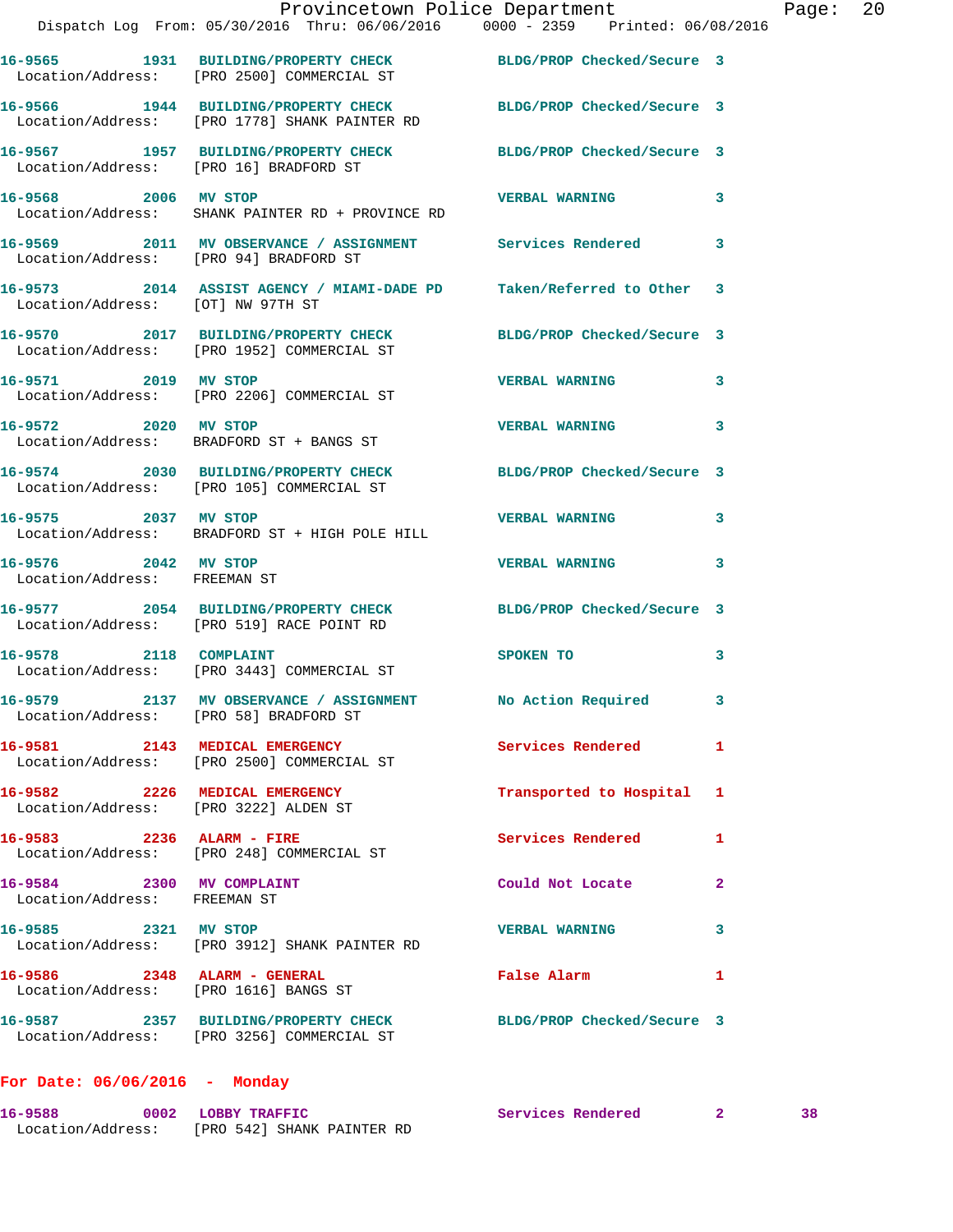16-9565 1931 BUILDING/PROPERTY CHECK BLDG/PROP Checked/Secure 3
Location/Address: [PRO 2500] COMMERCIAL ST

16-9566 1944 BUILDING/PROPERTY CHECK BLDG/PROP Checked/Secure 3
Location/Address: [PRO 1778] SHANK PAINTER RD

16-9567 1957 BUILDING/PROPERTY CHECK BLDG/PROP Checked/Secure 3
Location/Address: [PRO 16] BRADFORD ST

16-9568 2006 MV STOP VERBAL WARNING 3
Location/Address: SHANK PAINTER RD + PROVINCE RD

16-9569 2011 MV OBSERVANCE / ASSIGNMENT Services Rendered 3
Location/Address: [PRO 94] BRADFORD ST

16-9573 2014 ASSIST AGENCY / MIAMI-DADE PD Taken/Referred to Other 3
Location/Address: [OT] NW 97TH ST

16-9570 2017 BUILDING/PROPERTY CHECK BLDG/PROP Checked/Secure 3
Location/Address: [PRO 1952] COMMERCIAL ST

16-9571 2019 MV STOP VERBAL WARNING 3
Location/Address: [PRO 2206] COMMERCIAL ST

16-9572 2020 MV STOP VERBAL WARNING 3
Location/Address: BRADFORD ST + BANGS ST

16-9574 2030 BUILDING/PROPERTY CHECK BLDG/PROP Checked/Secure 3
Location/Address: [PRO 105] COMMERCIAL ST

16-9575 2037 MV STOP VERBAL WARNING 3
Location/Address: BRADFORD ST + HIGH POLE HILL

16-9576 2042 MV STOP VERBAL WARNING 3
Location/Address: FREEMAN ST

16-9577 2054 BUILDING/PROPERTY CHECK BLDG/PROP Checked/Secure 3
Location/Address: [PRO 519] RACE POINT RD

16-9578 2118 COMPLAINT SPOKEN TO 3
Location/Address: [PRO 3443] COMMERCIAL ST

16-9579 2137 MV OBSERVANCE / ASSIGNMENT No Action Required 3
Location/Address: [PRO 58] BRADFORD ST

16-9581 2143 MEDICAL EMERGENCY Services Rendered 1
Location/Address: [PRO 2500] COMMERCIAL ST

16-9582 2226 MEDICAL EMERGENCY Transported to Hospital 1
Location/Address: [PRO 3222] ALDEN ST

16-9583 2236 ALARM - FIRE Services Rendered 1
Location/Address: [PRO 248] COMMERCIAL ST

16-9584 2300 MV COMPLAINT Could Not Locate 2
Location/Address: FREEMAN ST

16-9585 2321 MV STOP VERBAL WARNING 3
Location/Address: [PRO 3912] SHANK PAINTER RD

16-9586 2348 ALARM - GENERAL False Alarm 1
Location/Address: [PRO 1616] BANGS ST

16-9587 2357 BUILDING/PROPERTY CHECK BLDG/PROP Checked/Secure 3
Location/Address: [PRO 3256] COMMERCIAL ST

**For Date: 06/06/2016 - Monday**

16-9588 0002 LOBBY TRAFFIC Services Rendered 2 38
Location/Address: [PRO 542] SHANK PAINTER RD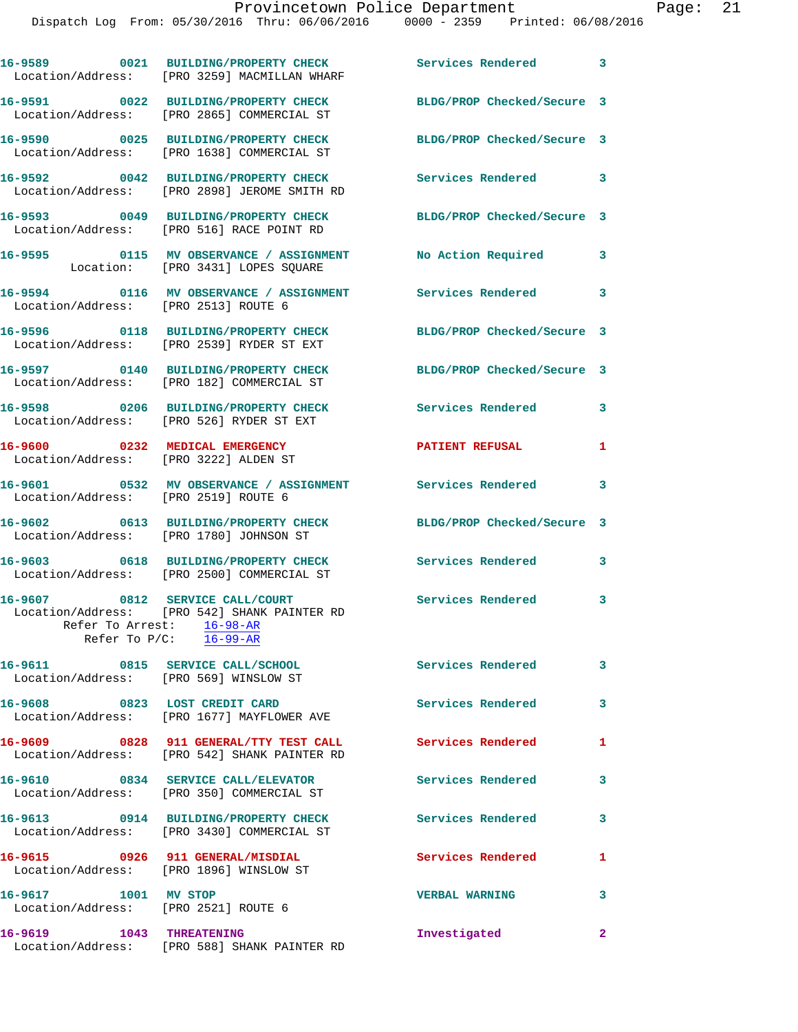16-9589 0021 BUILDING/PROPERTY CHECK Services Rendered 3
Location/Address: [PRO 3259] MACMILLAN WHARF

16-9591 0022 BUILDING/PROPERTY CHECK BLDG/PROP Checked/Secure 3
Location/Address: [PRO 2865] COMMERCIAL ST

16-9590 0025 BUILDING/PROPERTY CHECK BLDG/PROP Checked/Secure 3
Location/Address: [PRO 1638] COMMERCIAL ST

16-9592 0042 BUILDING/PROPERTY CHECK Services Rendered 3
Location/Address: [PRO 2898] JEROME SMITH RD

16-9593 0049 BUILDING/PROPERTY CHECK BLDG/PROP Checked/Secure 3
Location/Address: [PRO 516] RACE POINT RD

16-9595 0115 MV OBSERVANCE / ASSIGNMENT No Action Required 3
Location: [PRO 3431] LOPES SQUARE

16-9594 0116 MV OBSERVANCE / ASSIGNMENT Services Rendered 3
Location/Address: [PRO 2513] ROUTE 6

16-9596 0118 BUILDING/PROPERTY CHECK BLDG/PROP Checked/Secure 3
Location/Address: [PRO 2539] RYDER ST EXT

16-9597 0140 BUILDING/PROPERTY CHECK BLDG/PROP Checked/Secure 3
Location/Address: [PRO 182] COMMERCIAL ST

16-9598 0206 BUILDING/PROPERTY CHECK Services Rendered 3
Location/Address: [PRO 526] RYDER ST EXT

16-9600 0232 MEDICAL EMERGENCY PATIENT REFUSAL 1
Location/Address: [PRO 3222] ALDEN ST

16-9601 0532 MV OBSERVANCE / ASSIGNMENT Services Rendered 3
Location/Address: [PRO 2519] ROUTE 6

16-9602 0613 BUILDING/PROPERTY CHECK BLDG/PROP Checked/Secure 3
Location/Address: [PRO 1780] JOHNSON ST

16-9603 0618 BUILDING/PROPERTY CHECK Services Rendered 3
Location/Address: [PRO 2500] COMMERCIAL ST

16-9607 0812 SERVICE CALL/COURT Services Rendered 3
Location/Address: [PRO 542] SHANK PAINTER RD
Refer To Arrest: 16-98-AR
Refer To P/C: 16-99-AR

16-9611 0815 SERVICE CALL/SCHOOL Services Rendered 3
Location/Address: [PRO 569] WINSLOW ST

16-9608 0823 LOST CREDIT CARD Services Rendered 3
Location/Address: [PRO 1677] MAYFLOWER AVE

16-9609 0828 911 GENERAL/TTY TEST CALL Services Rendered 1
Location/Address: [PRO 542] SHANK PAINTER RD

16-9610 0834 SERVICE CALL/ELEVATOR Services Rendered 3
Location/Address: [PRO 350] COMMERCIAL ST

16-9613 0914 BUILDING/PROPERTY CHECK Services Rendered 3
Location/Address: [PRO 3430] COMMERCIAL ST

16-9615 0926 911 GENERAL/MISDIAL Services Rendered 1
Location/Address: [PRO 1896] WINSLOW ST

16-9617 1001 MV STOP VERBAL WARNING 3
Location/Address: [PRO 2521] ROUTE 6

16-9619 1043 THREATENING Investigated 2
Location/Address: [PRO 588] SHANK PAINTER RD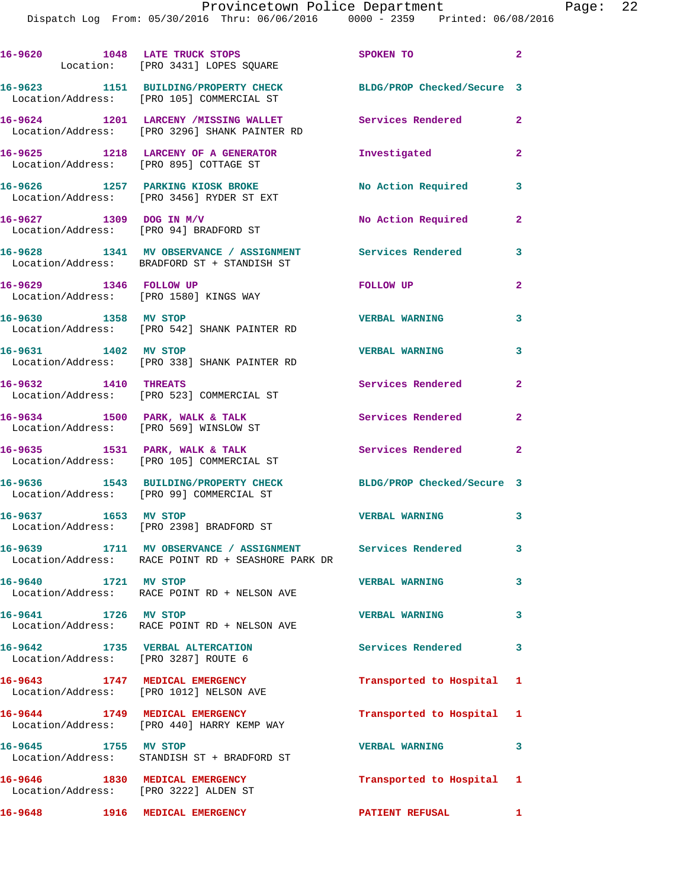| Call Number | Time | Call Reason | Action | Priority |
|---|---|---|---|---|
| 16-9620 | 1048 | LATE TRUCK STOPS | SPOKEN TO | 2 |
| Location: [PRO 3431] LOPES SQUARE | | | | |
| 16-9623 | 1151 | BUILDING/PROPERTY CHECK | BLDG/PROP Checked/Secure | 3 |
| Location/Address: [PRO 105] COMMERCIAL ST | | | | |
| 16-9624 | 1201 | LARCENY /MISSING WALLET | Services Rendered | 2 |
| Location/Address: [PRO 3296] SHANK PAINTER RD | | | | |
| 16-9625 | 1218 | LARCENY OF A GENERATOR | Investigated | 2 |
| Location/Address: [PRO 895] COTTAGE ST | | | | |
| 16-9626 | 1257 | PARKING KIOSK BROKE | No Action Required | 3 |
| Location/Address: [PRO 3456] RYDER ST EXT | | | | |
| 16-9627 | 1309 | DOG IN M/V | No Action Required | 2 |
| Location/Address: [PRO 94] BRADFORD ST | | | | |
| 16-9628 | 1341 | MV OBSERVANCE / ASSIGNMENT | Services Rendered | 3 |
| Location/Address: BRADFORD ST + STANDISH ST | | | | |
| 16-9629 | 1346 | FOLLOW UP | FOLLOW UP | 2 |
| Location/Address: [PRO 1580] KINGS WAY | | | | |
| 16-9630 | 1358 | MV STOP | VERBAL WARNING | 3 |
| Location/Address: [PRO 542] SHANK PAINTER RD | | | | |
| 16-9631 | 1402 | MV STOP | VERBAL WARNING | 3 |
| Location/Address: [PRO 338] SHANK PAINTER RD | | | | |
| 16-9632 | 1410 | THREATS | Services Rendered | 2 |
| Location/Address: [PRO 523] COMMERCIAL ST | | | | |
| 16-9634 | 1500 | PARK, WALK & TALK | Services Rendered | 2 |
| Location/Address: [PRO 569] WINSLOW ST | | | | |
| 16-9635 | 1531 | PARK, WALK & TALK | Services Rendered | 2 |
| Location/Address: [PRO 105] COMMERCIAL ST | | | | |
| 16-9636 | 1543 | BUILDING/PROPERTY CHECK | BLDG/PROP Checked/Secure | 3 |
| Location/Address: [PRO 99] COMMERCIAL ST | | | | |
| 16-9637 | 1653 | MV STOP | VERBAL WARNING | 3 |
| Location/Address: [PRO 2398] BRADFORD ST | | | | |
| 16-9639 | 1711 | MV OBSERVANCE / ASSIGNMENT | Services Rendered | 3 |
| Location/Address: RACE POINT RD + SEASHORE PARK DR | | | | |
| 16-9640 | 1721 | MV STOP | VERBAL WARNING | 3 |
| Location/Address: RACE POINT RD + NELSON AVE | | | | |
| 16-9641 | 1726 | MV STOP | VERBAL WARNING | 3 |
| Location/Address: RACE POINT RD + NELSON AVE | | | | |
| 16-9642 | 1735 | VERBAL ALTERCATION | Services Rendered | 3 |
| Location/Address: [PRO 3287] ROUTE 6 | | | | |
| 16-9643 | 1747 | MEDICAL EMERGENCY | Transported to Hospital | 1 |
| Location/Address: [PRO 1012] NELSON AVE | | | | |
| 16-9644 | 1749 | MEDICAL EMERGENCY | Transported to Hospital | 1 |
| Location/Address: [PRO 440] HARRY KEMP WAY | | | | |
| 16-9645 | 1755 | MV STOP | VERBAL WARNING | 3 |
| Location/Address: STANDISH ST + BRADFORD ST | | | | |
| 16-9646 | 1830 | MEDICAL EMERGENCY | Transported to Hospital | 1 |
| Location/Address: [PRO 3222] ALDEN ST | | | | |
| 16-9648 | 1916 | MEDICAL EMERGENCY | PATIENT REFUSAL | 1 |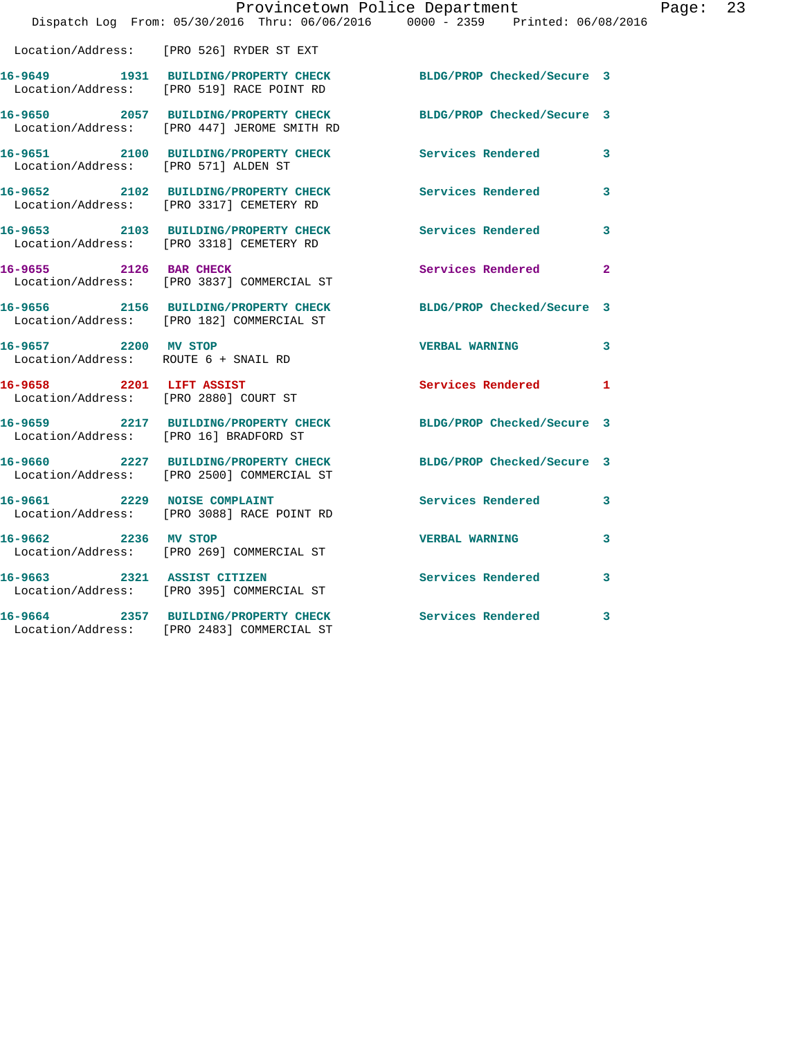Location/Address: [PRO 526] RYDER ST EXT

| | | | | |
|---|---|---|---|---|
| 16-9649 | 1931 | BUILDING/PROPERTY CHECK | BLDG/PROP Checked/Secure | 3 |
| Location/Address: | [PRO 519] RACE POINT RD | | | |
| 16-9650 | 2057 | BUILDING/PROPERTY CHECK | BLDG/PROP Checked/Secure | 3 |
| Location/Address: | [PRO 447] JEROME SMITH RD | | | |
| 16-9651 | 2100 | BUILDING/PROPERTY CHECK | Services Rendered | 3 |
| Location/Address: | [PRO 571] ALDEN ST | | | |
| 16-9652 | 2102 | BUILDING/PROPERTY CHECK | Services Rendered | 3 |
| Location/Address: | [PRO 3317] CEMETERY RD | | | |
| 16-9653 | 2103 | BUILDING/PROPERTY CHECK | Services Rendered | 3 |
| Location/Address: | [PRO 3318] CEMETERY RD | | | |
| 16-9655 | 2126 | BAR CHECK | Services Rendered | 2 |
| Location/Address: | [PRO 3837] COMMERCIAL ST | | | |
| 16-9656 | 2156 | BUILDING/PROPERTY CHECK | BLDG/PROP Checked/Secure | 3 |
| Location/Address: | [PRO 182] COMMERCIAL ST | | | |
| 16-9657 | 2200 | MV STOP | VERBAL WARNING | 3 |
| Location/Address: | ROUTE 6 + SNAIL RD | | | |
| 16-9658 | 2201 | LIFT ASSIST | Services Rendered | 1 |
| Location/Address: | [PRO 2880] COURT ST | | | |
| 16-9659 | 2217 | BUILDING/PROPERTY CHECK | BLDG/PROP Checked/Secure | 3 |
| Location/Address: | [PRO 16] BRADFORD ST | | | |
| 16-9660 | 2227 | BUILDING/PROPERTY CHECK | BLDG/PROP Checked/Secure | 3 |
| Location/Address: | [PRO 2500] COMMERCIAL ST | | | |
| 16-9661 | 2229 | NOISE COMPLAINT | Services Rendered | 3 |
| Location/Address: | [PRO 3088] RACE POINT RD | | | |
| 16-9662 | 2236 | MV STOP | VERBAL WARNING | 3 |
| Location/Address: | [PRO 269] COMMERCIAL ST | | | |
| 16-9663 | 2321 | ASSIST CITIZEN | Services Rendered | 3 |
| Location/Address: | [PRO 395] COMMERCIAL ST | | | |
| 16-9664 | 2357 | BUILDING/PROPERTY CHECK | Services Rendered | 3 |
| Location/Address: | [PRO 2483] COMMERCIAL ST | | | |